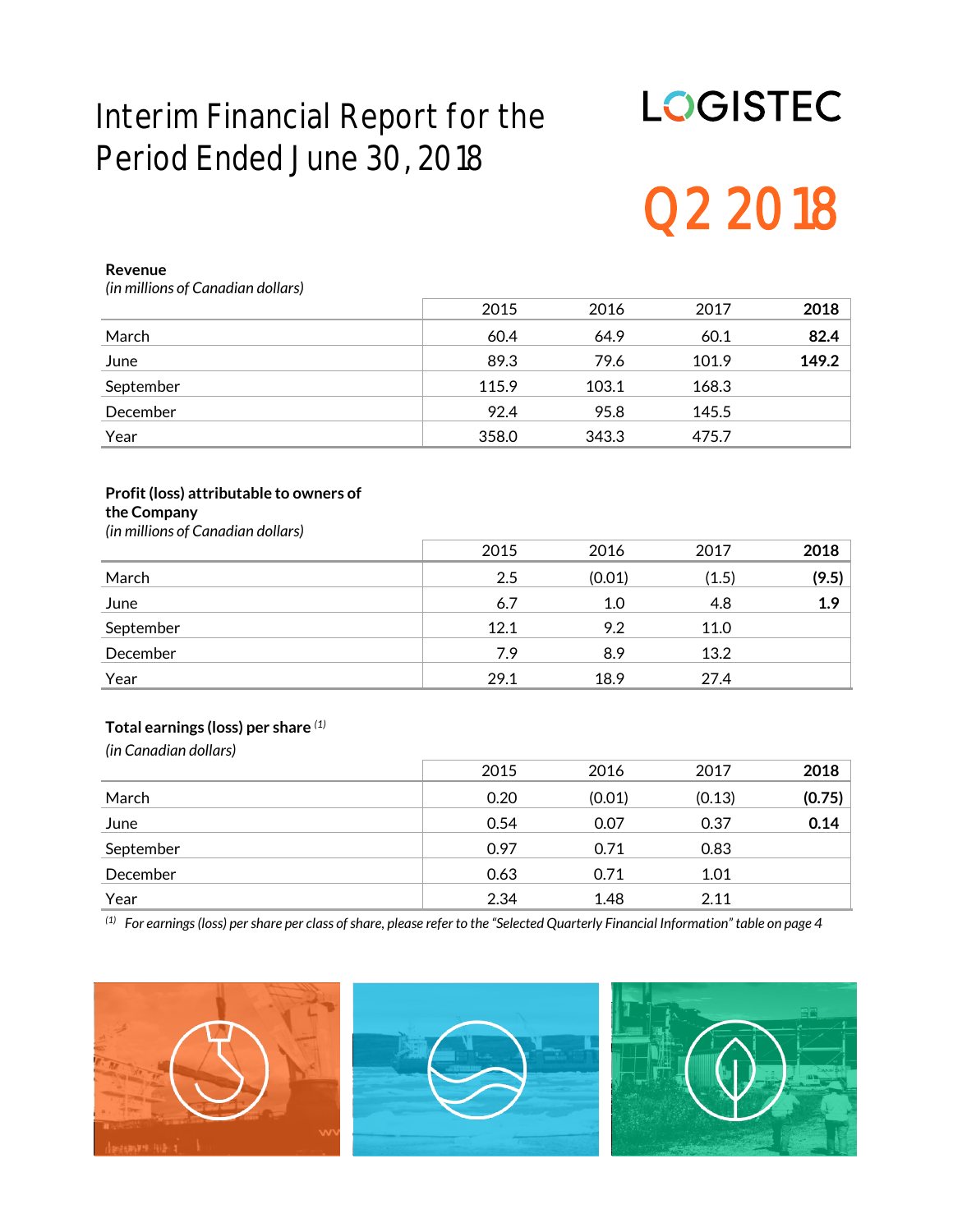# Interim Financial Report for the Period Ended June 30, 2018

LOGISTEC

Q2 2018

**Revenue**
*(in millions of Canadian dollars)*

| | 2015 | 2016 | 2017 | **2018** |
|---|---|---|---|---|
| March | 60.4 | 64.9 | 60.1 | **82.4** |
| June | 89.3 | 79.6 | 101.9 | **149.2** |
| September | 115.9 | 103.1 | 168.3 | |
| December | 92.4 | 95.8 | 145.5 | |
| Year | 358.0 | 343.3 | 475.7 | |

**Profit (loss) attributable to owners of the Company**
*(in millions of Canadian dollars)*

| | 2015 | 2016 | 2017 | **2018** |
|---|---|---|---|---|
| March | 2.5 | (0.01) | (1.5) | **(9.5)** |
| June | 6.7 | 1.0 | 4.8 | **1.9** |
| September | 12.1 | 9.2 | 11.0 | |
| December | 7.9 | 8.9 | 13.2 | |
| Year | 29.1 | 18.9 | 27.4 | |

**Total earnings (loss) per share** [(1)]
*(in Canadian dollars)*

| | 2015 | 2016 | 2017 | **2018** |
|---|---|---|---|---|
| March | 0.20 | (0.01) | (0.13) | **(0.75)** |
| June | 0.54 | 0.07 | 0.37 | **0.14** |
| September | 0.97 | 0.71 | 0.83 | |
| December | 0.63 | 0.71 | 1.01 | |
| Year | 2.34 | 1.48 | 2.11 | |

[(1)] *For earnings (loss) per share per class of share, please refer to the "Selected Quarterly Financial Information" table on page 4*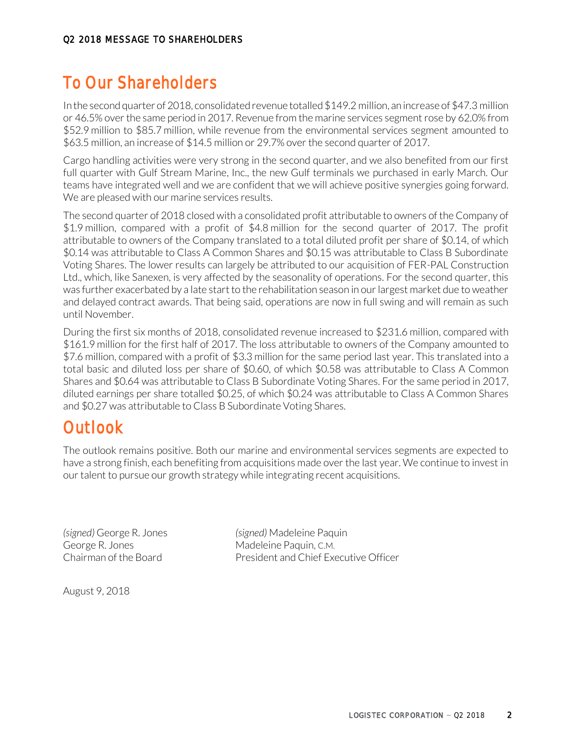# To Our Shareholders

In the second quarter of 2018, consolidated revenue totalled $149.2 million, an increase of $47.3 million or 46.5% over the same period in 2017. Revenue from the marine services segment rose by 62.0% from $52.9 million to $85.7 million, while revenue from the environmental services segment amounted to $63.5 million, an increase of $14.5 million or 29.7% over the second quarter of 2017.

Cargo handling activities were very strong in the second quarter, and we also benefited from our first full quarter with Gulf Stream Marine, Inc., the new Gulf terminals we purchased in early March. Our teams have integrated well and we are confident that we will achieve positive synergies going forward. We are pleased with our marine services results.

The second quarter of 2018 closed with a consolidated profit attributable to owners of the Company of $1.9 million, compared with a profit of $4.8 million for the second quarter of 2017. The profit attributable to owners of the Company translated to a total diluted profit per share of $0.14, of which $0.14 was attributable to Class A Common Shares and $0.15 was attributable to Class B Subordinate Voting Shares. The lower results can largely be attributed to our acquisition of FER-PAL Construction Ltd., which, like Sanexen, is very affected by the seasonality of operations. For the second quarter, this was further exacerbated by a late start to the rehabilitation season in our largest market due to weather and delayed contract awards. That being said, operations are now in full swing and will remain as such until November.

During the first six months of 2018, consolidated revenue increased to $231.6 million, compared with $161.9 million for the first half of 2017. The loss attributable to owners of the Company amounted to $7.6 million, compared with a profit of $3.3 million for the same period last year. This translated into a total basic and diluted loss per share of $0.60, of which $0.58 was attributable to Class A Common Shares and $0.64 was attributable to Class B Subordinate Voting Shares. For the same period in 2017, diluted earnings per share totalled $0.25, of which $0.24 was attributable to Class A Common Shares and $0.27 was attributable to Class B Subordinate Voting Shares.

# Outlook

The outlook remains positive. Both our marine and environmental services segments are expected to have a strong finish, each benefiting from acquisitions made over the last year. We continue to invest in our talent to pursue our growth strategy while integrating recent acquisitions.

*(signed)* George R. Jones
George R. Jones
Chairman of the Board

*(signed)* Madeleine Paquin
Madeleine Paquin, C.M.
President and Chief Executive Officer

August 9, 2018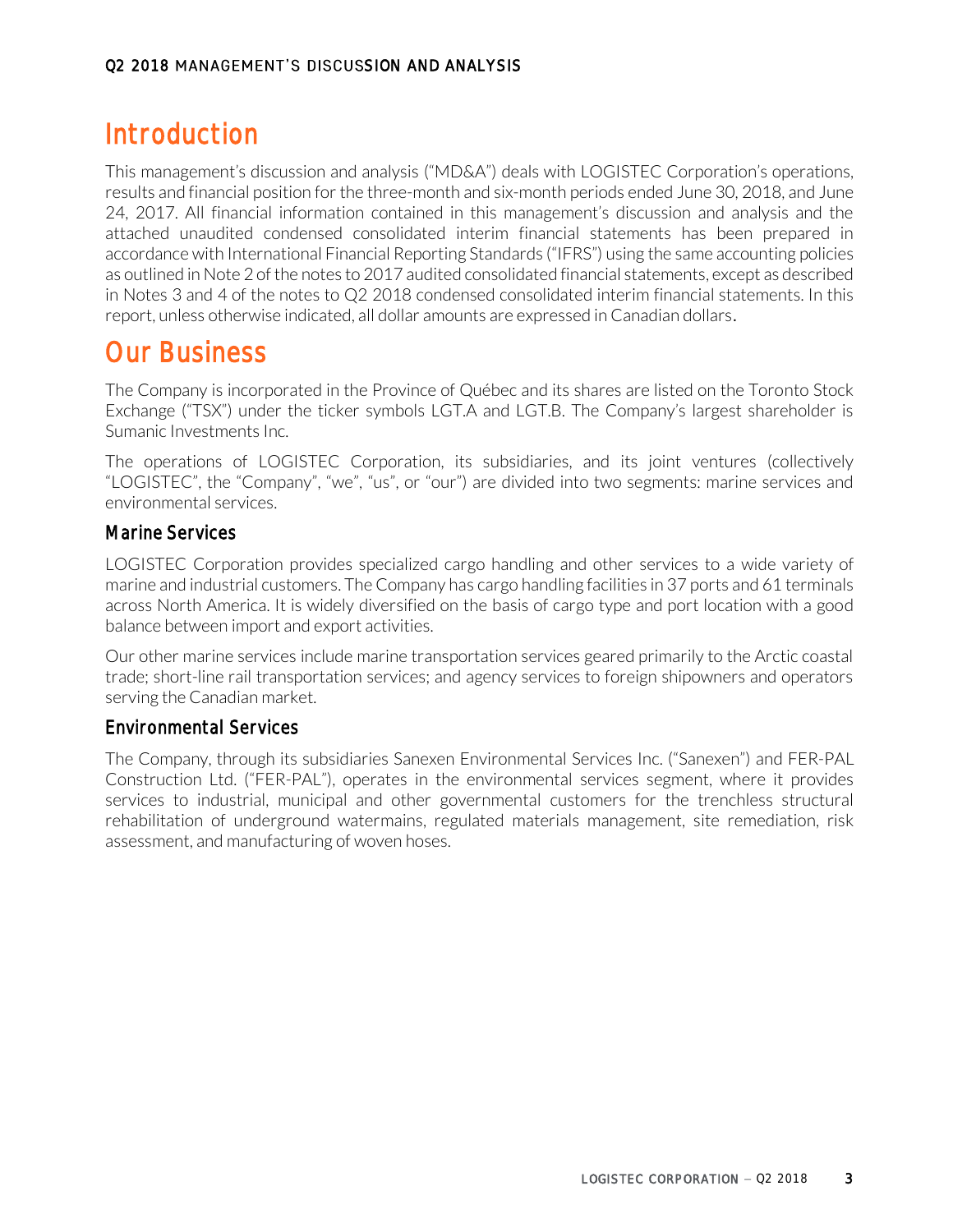# Introduction

This management's discussion and analysis ("MD&A") deals with LOGISTEC Corporation's operations, results and financial position for the three-month and six-month periods ended June 30, 2018, and June 24, 2017. All financial information contained in this management's discussion and analysis and the attached unaudited condensed consolidated interim financial statements has been prepared in accordance with International Financial Reporting Standards ("IFRS") using the same accounting policies as outlined in Note 2 of the notes to 2017 audited consolidated financial statements, except as described in Notes 3 and 4 of the notes to Q2 2018 condensed consolidated interim financial statements. In this report, unless otherwise indicated, all dollar amounts are expressed in Canadian dollars.

# Our Business

The Company is incorporated in the Province of Québec and its shares are listed on the Toronto Stock Exchange ("TSX") under the ticker symbols LGT.A and LGT.B. The Company's largest shareholder is Sumanic Investments Inc.

The operations of LOGISTEC Corporation, its subsidiaries, and its joint ventures (collectively "LOGISTEC", the "Company", "we", "us", or "our") are divided into two segments: marine services and environmental services.

## Marine Services

LOGISTEC Corporation provides specialized cargo handling and other services to a wide variety of marine and industrial customers. The Company has cargo handling facilities in 37 ports and 61 terminals across North America. It is widely diversified on the basis of cargo type and port location with a good balance between import and export activities.

Our other marine services include marine transportation services geared primarily to the Arctic coastal trade; short-line rail transportation services; and agency services to foreign shipowners and operators serving the Canadian market.

## Environmental Services

The Company, through its subsidiaries Sanexen Environmental Services Inc. ("Sanexen") and FER-PAL Construction Ltd. ("FER-PAL"), operates in the environmental services segment, where it provides services to industrial, municipal and other governmental customers for the trenchless structural rehabilitation of underground watermains, regulated materials management, site remediation, risk assessment, and manufacturing of woven hoses.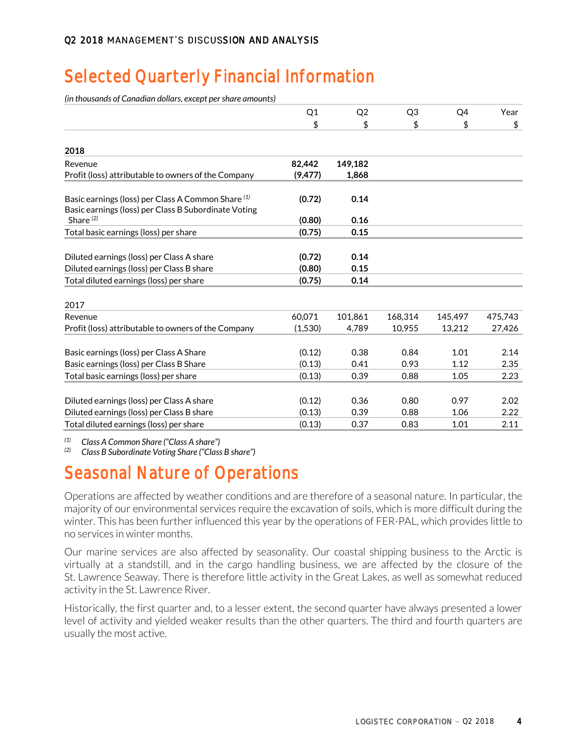# Selected Quarterly Financial Information

*(in thousands of Canadian dollars, except per share amounts)*

| | Q1 | Q2 | Q3 | Q4 | Year |
|---|---|---|---|---|---|
| | $ | $ | $ | $ | $ |
| **2018** | | | | | |
| Revenue | **82,442** | **149,182** | | | |
| Profit (loss) attributable to owners of the Company | **(9,477)** | **1,868** | | | |
| Basic earnings (loss) per Class A Common Share [1] | **(0.72)** | **0.14** | | | |
| Basic earnings (loss) per Class B Subordinate Voting Share [2] | **(0.80)** | **0.16** | | | |
| Total basic earnings (loss) per share | **(0.75)** | **0.15** | | | |
| Diluted earnings (loss) per Class A share | **(0.72)** | **0.14** | | | |
| Diluted earnings (loss) per Class B share | **(0.80)** | **0.15** | | | |
| Total diluted earnings (loss) per share | **(0.75)** | **0.14** | | | |
| 2017 | | | | | |
| Revenue | 60,071 | 101,861 | 168,314 | 145,497 | 475,743 |
| Profit (loss) attributable to owners of the Company | (1,530) | 4,789 | 10,955 | 13,212 | 27,426 |
| Basic earnings (loss) per Class A Share | (0.12) | 0.38 | 0.84 | 1.01 | 2.14 |
| Basic earnings (loss) per Class B Share | (0.13) | 0.41 | 0.93 | 1.12 | 2.35 |
| Total basic earnings (loss) per share | (0.13) | 0.39 | 0.88 | 1.05 | 2.23 |
| Diluted earnings (loss) per Class A share | (0.12) | 0.36 | 0.80 | 0.97 | 2.02 |
| Diluted earnings (loss) per Class B share | (0.13) | 0.39 | 0.88 | 1.06 | 2.22 |
| Total diluted earnings (loss) per share | (0.13) | 0.37 | 0.83 | 1.01 | 2.11 |

*[1] Class A Common Share ("Class A share")*
*[2] Class B Subordinate Voting Share ("Class B share")*

# Seasonal Nature of Operations

Operations are affected by weather conditions and are therefore of a seasonal nature. In particular, the majority of our environmental services require the excavation of soils, which is more difficult during the winter. This has been further influenced this year by the operations of FER-PAL, which provides little to no services in winter months.

Our marine services are also affected by seasonality. Our coastal shipping business to the Arctic is virtually at a standstill, and in the cargo handling business, we are affected by the closure of the St. Lawrence Seaway. There is therefore little activity in the Great Lakes, as well as somewhat reduced activity in the St. Lawrence River.

Historically, the first quarter and, to a lesser extent, the second quarter have always presented a lower level of activity and yielded weaker results than the other quarters. The third and fourth quarters are usually the most active.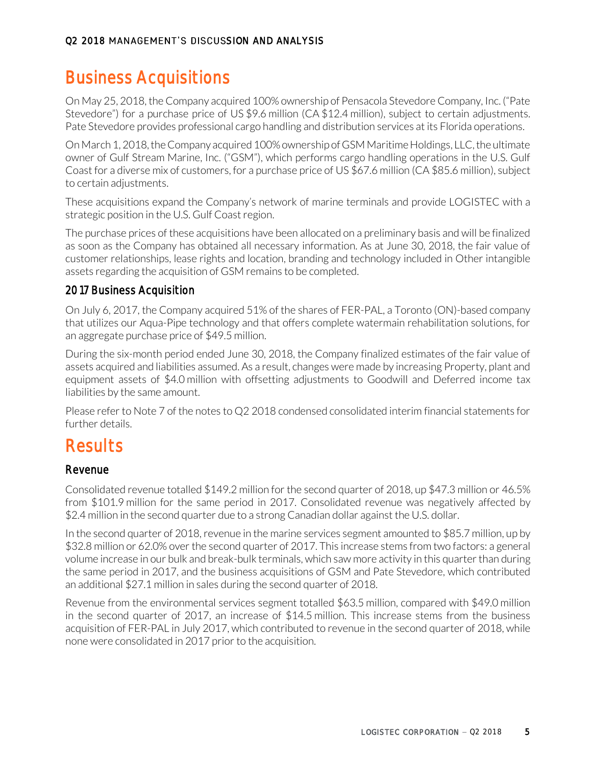# Business Acquisitions

On May 25, 2018, the Company acquired 100% ownership of Pensacola Stevedore Company, Inc. ("Pate Stevedore") for a purchase price of US $9.6 million (CA $12.4 million), subject to certain adjustments. Pate Stevedore provides professional cargo handling and distribution services at its Florida operations.

On March 1, 2018, the Company acquired 100% ownership of GSM Maritime Holdings, LLC, the ultimate owner of Gulf Stream Marine, Inc. ("GSM"), which performs cargo handling operations in the U.S. Gulf Coast for a diverse mix of customers, for a purchase price of US $67.6 million (CA $85.6 million), subject to certain adjustments.

These acquisitions expand the Company's network of marine terminals and provide LOGISTEC with a strategic position in the U.S. Gulf Coast region.

The purchase prices of these acquisitions have been allocated on a preliminary basis and will be finalized as soon as the Company has obtained all necessary information. As at June 30, 2018, the fair value of customer relationships, lease rights and location, branding and technology included in Other intangible assets regarding the acquisition of GSM remains to be completed.

## 2017 Business Acquisition

On July 6, 2017, the Company acquired 51% of the shares of FER-PAL, a Toronto (ON)-based company that utilizes our Aqua-Pipe technology and that offers complete watermain rehabilitation solutions, for an aggregate purchase price of $49.5 million.

During the six-month period ended June 30, 2018, the Company finalized estimates of the fair value of assets acquired and liabilities assumed. As a result, changes were made by increasing Property, plant and equipment assets of $4.0 million with offsetting adjustments to Goodwill and Deferred income tax liabilities by the same amount.

Please refer to Note 7 of the notes to Q2 2018 condensed consolidated interim financial statements for further details.

# Results

## Revenue

Consolidated revenue totalled $149.2 million for the second quarter of 2018, up $47.3 million or 46.5% from $101.9 million for the same period in 2017. Consolidated revenue was negatively affected by $2.4 million in the second quarter due to a strong Canadian dollar against the U.S. dollar.

In the second quarter of 2018, revenue in the marine services segment amounted to $85.7 million, up by $32.8 million or 62.0% over the second quarter of 2017. This increase stems from two factors: a general volume increase in our bulk and break-bulk terminals, which saw more activity in this quarter than during the same period in 2017, and the business acquisitions of GSM and Pate Stevedore, which contributed an additional $27.1 million in sales during the second quarter of 2018.

Revenue from the environmental services segment totalled $63.5 million, compared with $49.0 million in the second quarter of 2017, an increase of $14.5 million. This increase stems from the business acquisition of FER-PAL in July 2017, which contributed to revenue in the second quarter of 2018, while none were consolidated in 2017 prior to the acquisition.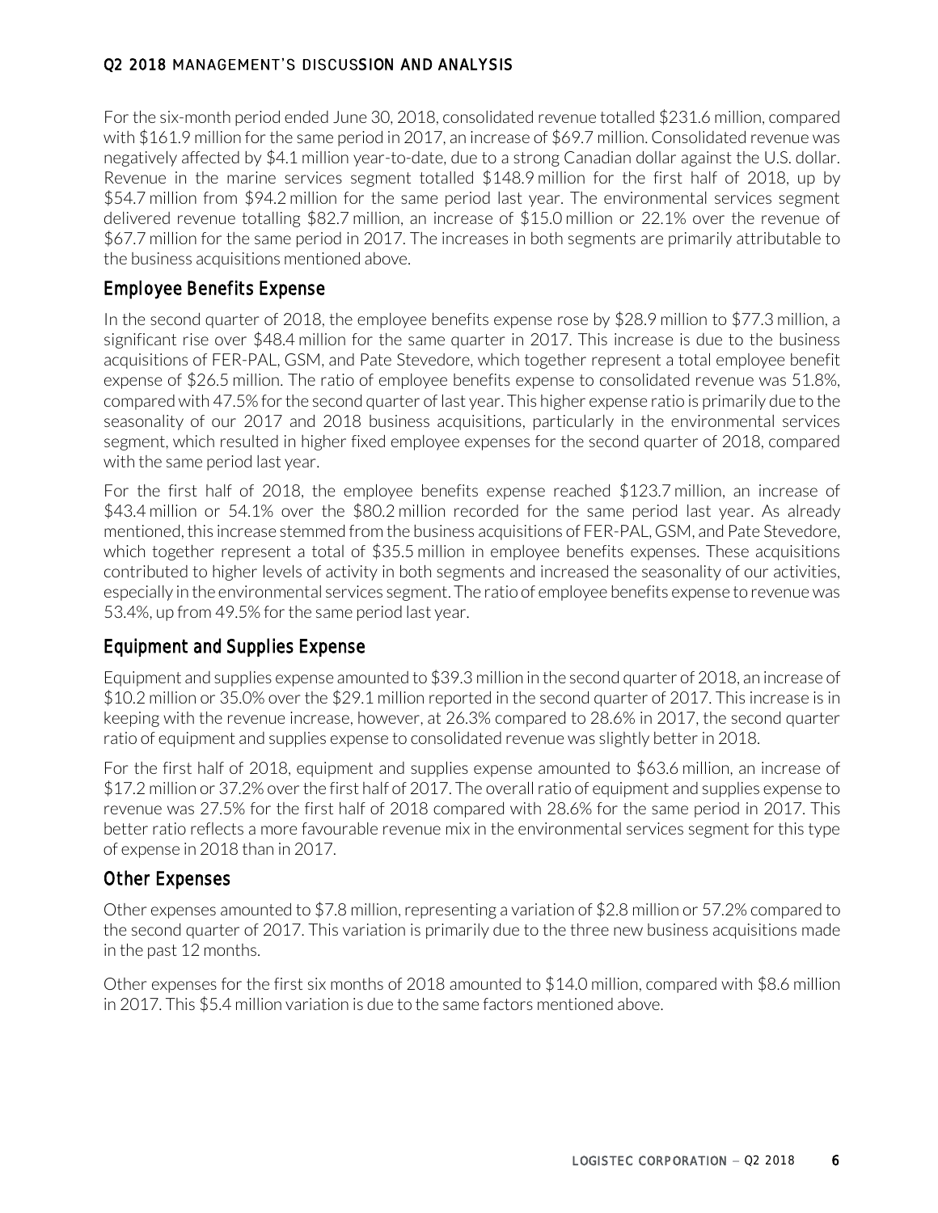For the six-month period ended June 30, 2018, consolidated revenue totalled $231.6 million, compared with $161.9 million for the same period in 2017, an increase of $69.7 million. Consolidated revenue was negatively affected by $4.1 million year-to-date, due to a strong Canadian dollar against the U.S. dollar. Revenue in the marine services segment totalled $148.9 million for the first half of 2018, up by $54.7 million from $94.2 million for the same period last year. The environmental services segment delivered revenue totalling $82.7 million, an increase of $15.0 million or 22.1% over the revenue of $67.7 million for the same period in 2017. The increases in both segments are primarily attributable to the business acquisitions mentioned above.

## Employee Benefits Expense

In the second quarter of 2018, the employee benefits expense rose by $28.9 million to $77.3 million, a significant rise over $48.4 million for the same quarter in 2017. This increase is due to the business acquisitions of FER-PAL, GSM, and Pate Stevedore, which together represent a total employee benefit expense of $26.5 million. The ratio of employee benefits expense to consolidated revenue was 51.8%, compared with 47.5% for the second quarter of last year. This higher expense ratio is primarily due to the seasonality of our 2017 and 2018 business acquisitions, particularly in the environmental services segment, which resulted in higher fixed employee expenses for the second quarter of 2018, compared with the same period last year.

For the first half of 2018, the employee benefits expense reached $123.7 million, an increase of $43.4 million or 54.1% over the $80.2 million recorded for the same period last year. As already mentioned, this increase stemmed from the business acquisitions of FER-PAL, GSM, and Pate Stevedore, which together represent a total of $35.5 million in employee benefits expenses. These acquisitions contributed to higher levels of activity in both segments and increased the seasonality of our activities, especially in the environmental services segment. The ratio of employee benefits expense to revenue was 53.4%, up from 49.5% for the same period last year.

## Equipment and Supplies Expense

Equipment and supplies expense amounted to $39.3 million in the second quarter of 2018, an increase of $10.2 million or 35.0% over the $29.1 million reported in the second quarter of 2017. This increase is in keeping with the revenue increase, however, at 26.3% compared to 28.6% in 2017, the second quarter ratio of equipment and supplies expense to consolidated revenue was slightly better in 2018.

For the first half of 2018, equipment and supplies expense amounted to $63.6 million, an increase of $17.2 million or 37.2% over the first half of 2017. The overall ratio of equipment and supplies expense to revenue was 27.5% for the first half of 2018 compared with 28.6% for the same period in 2017. This better ratio reflects a more favourable revenue mix in the environmental services segment for this type of expense in 2018 than in 2017.

## Other Expenses

Other expenses amounted to $7.8 million, representing a variation of $2.8 million or 57.2% compared to the second quarter of 2017. This variation is primarily due to the three new business acquisitions made in the past 12 months.

Other expenses for the first six months of 2018 amounted to $14.0 million, compared with $8.6 million in 2017. This $5.4 million variation is due to the same factors mentioned above.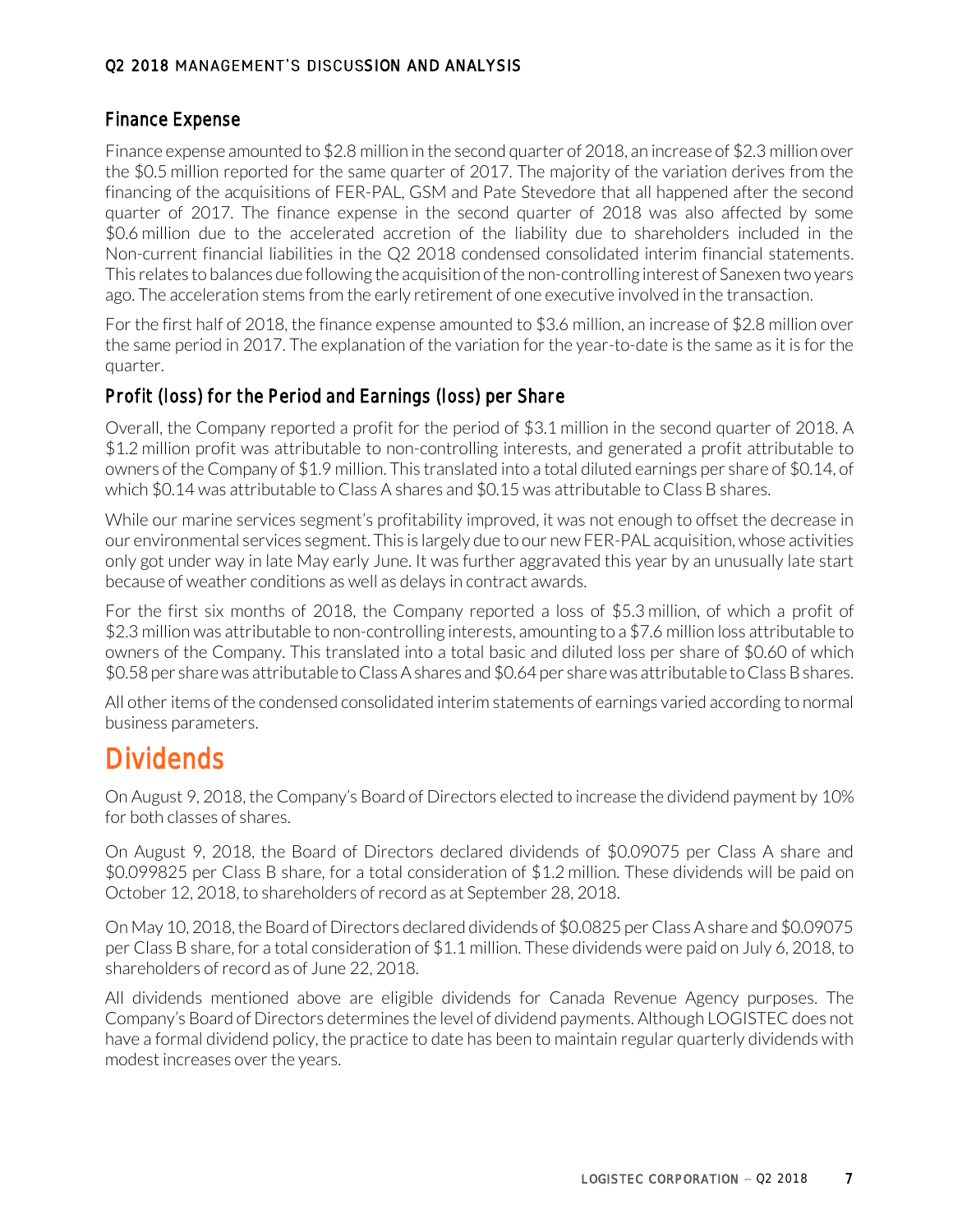### Finance Expense

Finance expense amounted to $2.8 million in the second quarter of 2018, an increase of $2.3 million over the $0.5 million reported for the same quarter of 2017. The majority of the variation derives from the financing of the acquisitions of FER-PAL, GSM and Pate Stevedore that all happened after the second quarter of 2017. The finance expense in the second quarter of 2018 was also affected by some $0.6 million due to the accelerated accretion of the liability due to shareholders included in the Non-current financial liabilities in the Q2 2018 condensed consolidated interim financial statements. This relates to balances due following the acquisition of the non-controlling interest of Sanexen two years ago. The acceleration stems from the early retirement of one executive involved in the transaction.

For the first half of 2018, the finance expense amounted to $3.6 million, an increase of $2.8 million over the same period in 2017. The explanation of the variation for the year-to-date is the same as it is for the quarter.

### Profit (loss) for the Period and Earnings (loss) per Share

Overall, the Company reported a profit for the period of $3.1 million in the second quarter of 2018. A $1.2 million profit was attributable to non-controlling interests, and generated a profit attributable to owners of the Company of $1.9 million. This translated into a total diluted earnings per share of $0.14, of which $0.14 was attributable to Class A shares and $0.15 was attributable to Class B shares.

While our marine services segment's profitability improved, it was not enough to offset the decrease in our environmental services segment. This is largely due to our new FER-PAL acquisition, whose activities only got under way in late May early June. It was further aggravated this year by an unusually late start because of weather conditions as well as delays in contract awards.

For the first six months of 2018, the Company reported a loss of $5.3 million, of which a profit of $2.3 million was attributable to non-controlling interests, amounting to a $7.6 million loss attributable to owners of the Company. This translated into a total basic and diluted loss per share of $0.60 of which $0.58 per share was attributable to Class A shares and $0.64 per share was attributable to Class B shares.

All other items of the condensed consolidated interim statements of earnings varied according to normal business parameters.

## Dividends

On August 9, 2018, the Company's Board of Directors elected to increase the dividend payment by 10% for both classes of shares.

On August 9, 2018, the Board of Directors declared dividends of $0.09075 per Class A share and $0.099825 per Class B share, for a total consideration of $1.2 million. These dividends will be paid on October 12, 2018, to shareholders of record as at September 28, 2018.

On May 10, 2018, the Board of Directors declared dividends of $0.0825 per Class A share and $0.09075 per Class B share, for a total consideration of $1.1 million. These dividends were paid on July 6, 2018, to shareholders of record as of June 22, 2018.

All dividends mentioned above are eligible dividends for Canada Revenue Agency purposes. The Company's Board of Directors determines the level of dividend payments. Although LOGISTEC does not have a formal dividend policy, the practice to date has been to maintain regular quarterly dividends with modest increases over the years.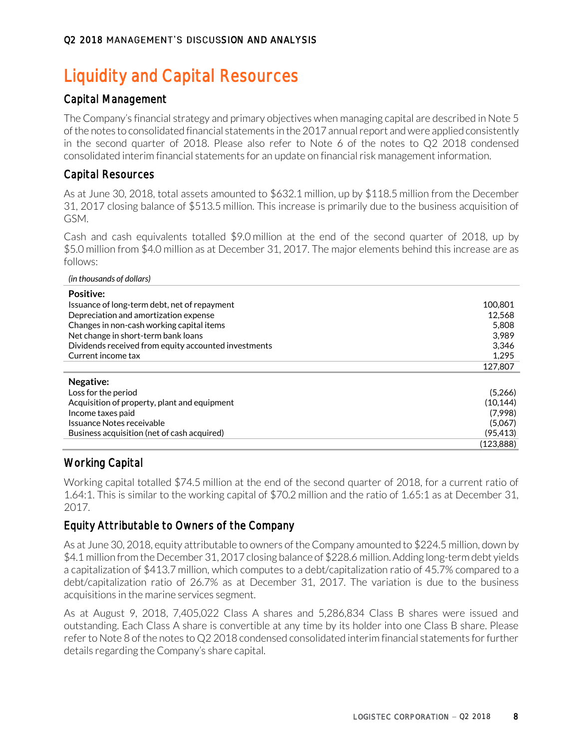# Liquidity and Capital Resources

## Capital Management

The Company's financial strategy and primary objectives when managing capital are described in Note 5 of the notes to consolidated financial statements in the 2017 annual report and were applied consistently in the second quarter of 2018. Please also refer to Note 6 of the notes to Q2 2018 condensed consolidated interim financial statements for an update on financial risk management information.

## Capital Resources

As at June 30, 2018, total assets amounted to $632.1 million, up by $118.5 million from the December 31, 2017 closing balance of $513.5 million. This increase is primarily due to the business acquisition of GSM.

Cash and cash equivalents totalled $9.0 million at the end of the second quarter of 2018, up by $5.0 million from $4.0 million as at December 31, 2017. The major elements behind this increase are as follows:

*(in thousands of dollars)*

| | |
|---|---|
| **Positive:** | |
| Issuance of long-term debt, net of repayment | 100,801 |
| Depreciation and amortization expense | 12,568 |
| Changes in non-cash working capital items | 5,808 |
| Net change in short-term bank loans | 3,989 |
| Dividends received from equity accounted investments | 3,346 |
| Current income tax | 1,295 |
| | 127,807 |
| **Negative:** | |
| Loss for the period | (5,266) |
| Acquisition of property, plant and equipment | (10,144) |
| Income taxes paid | (7,998) |
| Issuance Notes receivable | (5,067) |
| Business acquisition (net of cash acquired) | (95,413) |
| | (123,888) |

## Working Capital

Working capital totalled $74.5 million at the end of the second quarter of 2018, for a current ratio of 1.64:1. This is similar to the working capital of $70.2 million and the ratio of 1.65:1 as at December 31, 2017.

## Equity Attributable to Owners of the Company

As at June 30, 2018, equity attributable to owners of the Company amounted to $224.5 million, down by $4.1 million from the December 31, 2017 closing balance of $228.6 million. Adding long-term debt yields a capitalization of $413.7 million, which computes to a debt/capitalization ratio of 45.7% compared to a debt/capitalization ratio of 26.7% as at December 31, 2017. The variation is due to the business acquisitions in the marine services segment.

As at August 9, 2018, 7,405,022 Class A shares and 5,286,834 Class B shares were issued and outstanding. Each Class A share is convertible at any time by its holder into one Class B share. Please refer to Note 8 of the notes to Q2 2018 condensed consolidated interim financial statements for further details regarding the Company's share capital.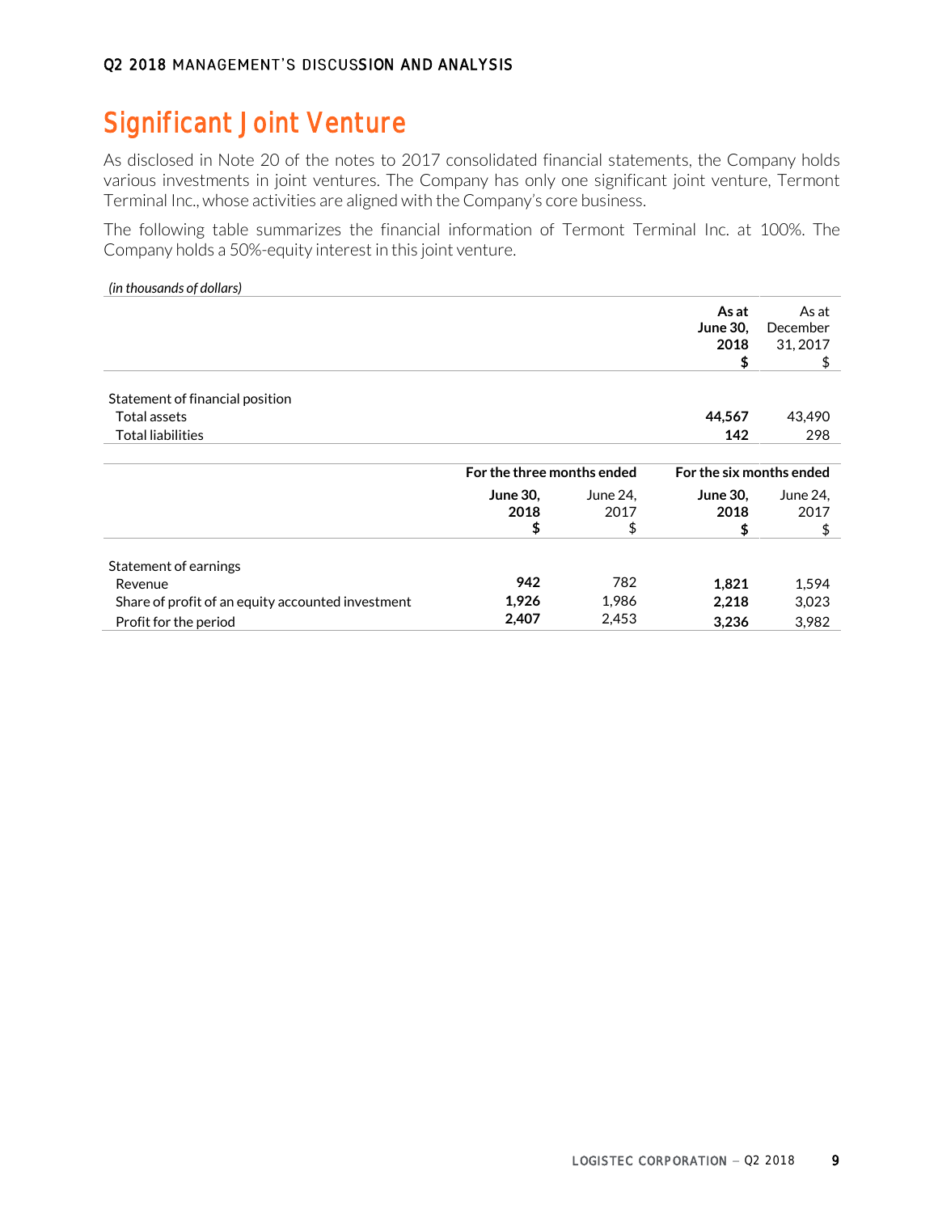## Significant Joint Venture

As disclosed in Note 20 of the notes to 2017 consolidated financial statements, the Company holds various investments in joint ventures. The Company has only one significant joint venture, Termont Terminal Inc., whose activities are aligned with the Company's core business.

The following table summarizes the financial information of Termont Terminal Inc. at 100%. The Company holds a 50%-equity interest in this joint venture.

*(in thousands of dollars)*

| | **As at June 30, 2018 $** | As at December 31, 2017 $ |
|---|---|---|
| Statement of financial position | | |
| Total assets | **44,567** | 43,490 |
| Total liabilities | **142** | 298 |

| | **For the three months ended** | | **For the six months ended** | |
|---|---|---|---|---|
| | **June 30, 2018 $** | June 24, 2017 $ | **June 30, 2018 $** | June 24, 2017 $ |
| Statement of earnings | | | | |
| Revenue | **942** | 782 | **1,821** | 1,594 |
| Share of profit of an equity accounted investment | **1,926** | 1,986 | **2,218** | 3,023 |
| Profit for the period | **2,407** | 2,453 | **3,236** | 3,982 |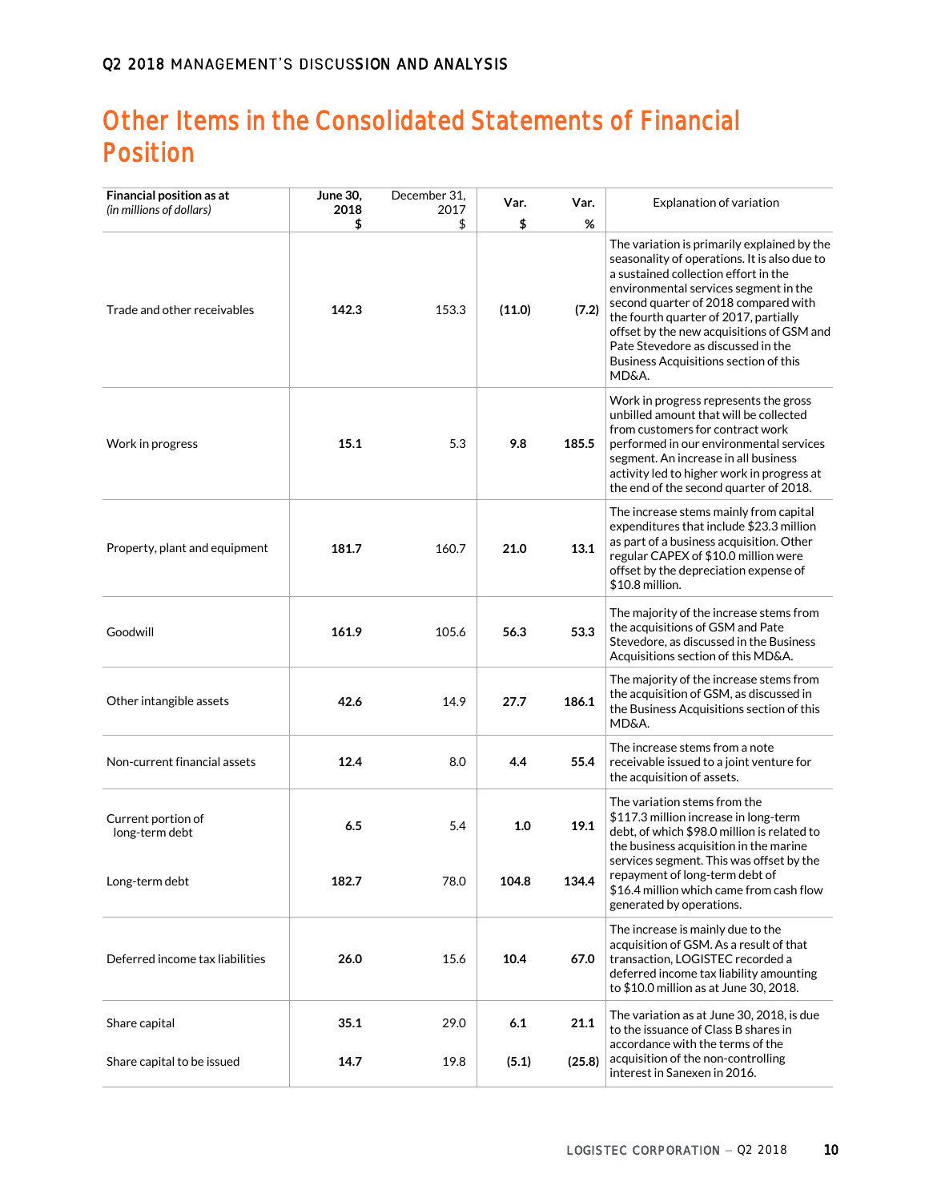# Other Items in the Consolidated Statements of Financial Position

| **Financial position as at** *(in millions of dollars)* | **June 30, 2018 $** | December 31, 2017 $ | **Var. $** | **Var. %** | Explanation of variation |
|---|---|---|---|---|---|
| Trade and other receivables | **142.3** | 153.3 | **(11.0)** | **(7.2)** | The variation is primarily explained by the seasonality of operations. It is also due to a sustained collection effort in the environmental services segment in the second quarter of 2018 compared with the fourth quarter of 2017, partially offset by the new acquisitions of GSM and Pate Stevedore as discussed in the Business Acquisitions section of this MD&A. |
| Work in progress | **15.1** | 5.3 | **9.8** | **185.5** | Work in progress represents the gross unbilled amount that will be collected from customers for contract work performed in our environmental services segment. An increase in all business activity led to higher work in progress at the end of the second quarter of 2018. |
| Property, plant and equipment | **181.7** | 160.7 | **21.0** | **13.1** | The increase stems mainly from capital expenditures that include $23.3 million as part of a business acquisition. Other regular CAPEX of $10.0 million were offset by the depreciation expense of $10.8 million. |
| Goodwill | **161.9** | 105.6 | **56.3** | **53.3** | The majority of the increase stems from the acquisitions of GSM and Pate Stevedore, as discussed in the Business Acquisitions section of this MD&A. |
| Other intangible assets | **42.6** | 14.9 | **27.7** | **186.1** | The majority of the increase stems from the acquisition of GSM, as discussed in the Business Acquisitions section of this MD&A. |
| Non-current financial assets | **12.4** | 8.0 | **4.4** | **55.4** | The increase stems from a note receivable issued to a joint venture for the acquisition of assets. |
| Current portion of long-term debt | **6.5** | 5.4 | **1.0** | **19.1** | The variation stems from the $117.3 million increase in long-term debt, of which $98.0 million is related to the business acquisition in the marine services segment. This was offset by the repayment of long-term debt of $16.4 million which came from cash flow generated by operations. |
| Long-term debt | **182.7** | 78.0 | **104.8** | **134.4** | |
| Deferred income tax liabilities | **26.0** | 15.6 | **10.4** | **67.0** | The increase is mainly due to the acquisition of GSM. As a result of that transaction, LOGISTEC recorded a deferred income tax liability amounting to $10.0 million as at June 30, 2018. |
| Share capital | **35.1** | 29.0 | **6.1** | **21.1** | The variation as at June 30, 2018, is due to the issuance of Class B shares in accordance with the terms of the acquisition of the non-controlling interest in Sanexen in 2016. |
| Share capital to be issued | **14.7** | 19.8 | **(5.1)** | **(25.8)** | |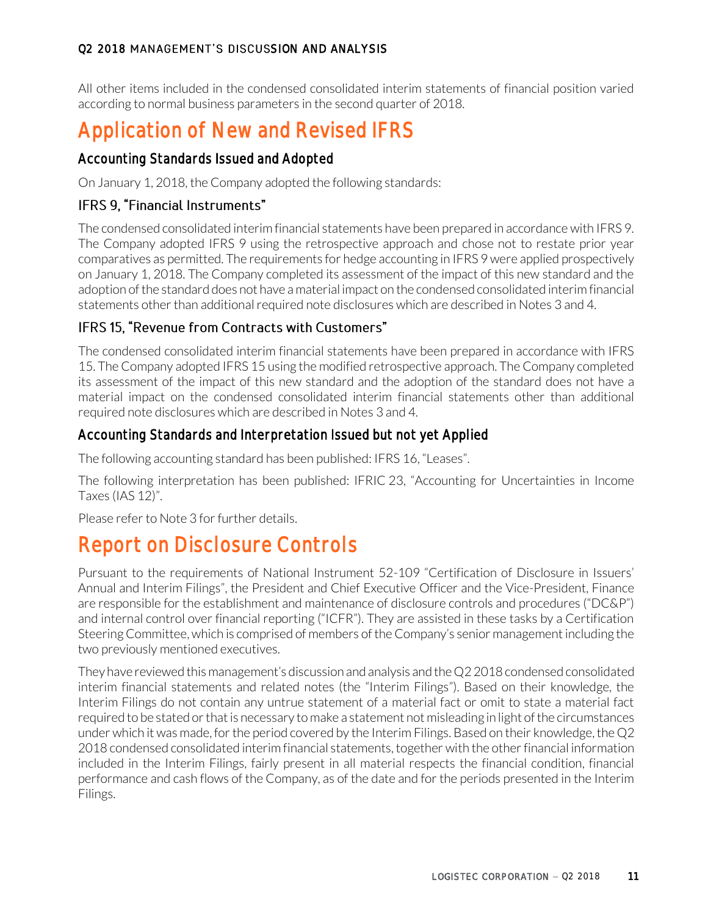All other items included in the condensed consolidated interim statements of financial position varied according to normal business parameters in the second quarter of 2018.

# Application of New and Revised IFRS

## Accounting Standards Issued and Adopted

On January 1, 2018, the Company adopted the following standards:

### IFRS 9, "Financial Instruments"

The condensed consolidated interim financial statements have been prepared in accordance with IFRS 9. The Company adopted IFRS 9 using the retrospective approach and chose not to restate prior year comparatives as permitted. The requirements for hedge accounting in IFRS 9 were applied prospectively on January 1, 2018. The Company completed its assessment of the impact of this new standard and the adoption of the standard does not have a material impact on the condensed consolidated interim financial statements other than additional required note disclosures which are described in Notes 3 and 4.

### IFRS 15, "Revenue from Contracts with Customers"

The condensed consolidated interim financial statements have been prepared in accordance with IFRS 15. The Company adopted IFRS 15 using the modified retrospective approach. The Company completed its assessment of the impact of this new standard and the adoption of the standard does not have a material impact on the condensed consolidated interim financial statements other than additional required note disclosures which are described in Notes 3 and 4.

## Accounting Standards and Interpretation Issued but not yet Applied

The following accounting standard has been published: IFRS 16, "Leases".

The following interpretation has been published: IFRIC 23, "Accounting for Uncertainties in Income Taxes (IAS 12)".

Please refer to Note 3 for further details.

# Report on Disclosure Controls

Pursuant to the requirements of National Instrument 52-109 "Certification of Disclosure in Issuers' Annual and Interim Filings", the President and Chief Executive Officer and the Vice-President, Finance are responsible for the establishment and maintenance of disclosure controls and procedures ("DC&P") and internal control over financial reporting ("ICFR"). They are assisted in these tasks by a Certification Steering Committee, which is comprised of members of the Company's senior management including the two previously mentioned executives.

They have reviewed this management's discussion and analysis and the Q2 2018 condensed consolidated interim financial statements and related notes (the "Interim Filings"). Based on their knowledge, the Interim Filings do not contain any untrue statement of a material fact or omit to state a material fact required to be stated or that is necessary to make a statement not misleading in light of the circumstances under which it was made, for the period covered by the Interim Filings. Based on their knowledge, the Q2 2018 condensed consolidated interim financial statements, together with the other financial information included in the Interim Filings, fairly present in all material respects the financial condition, financial performance and cash flows of the Company, as of the date and for the periods presented in the Interim Filings.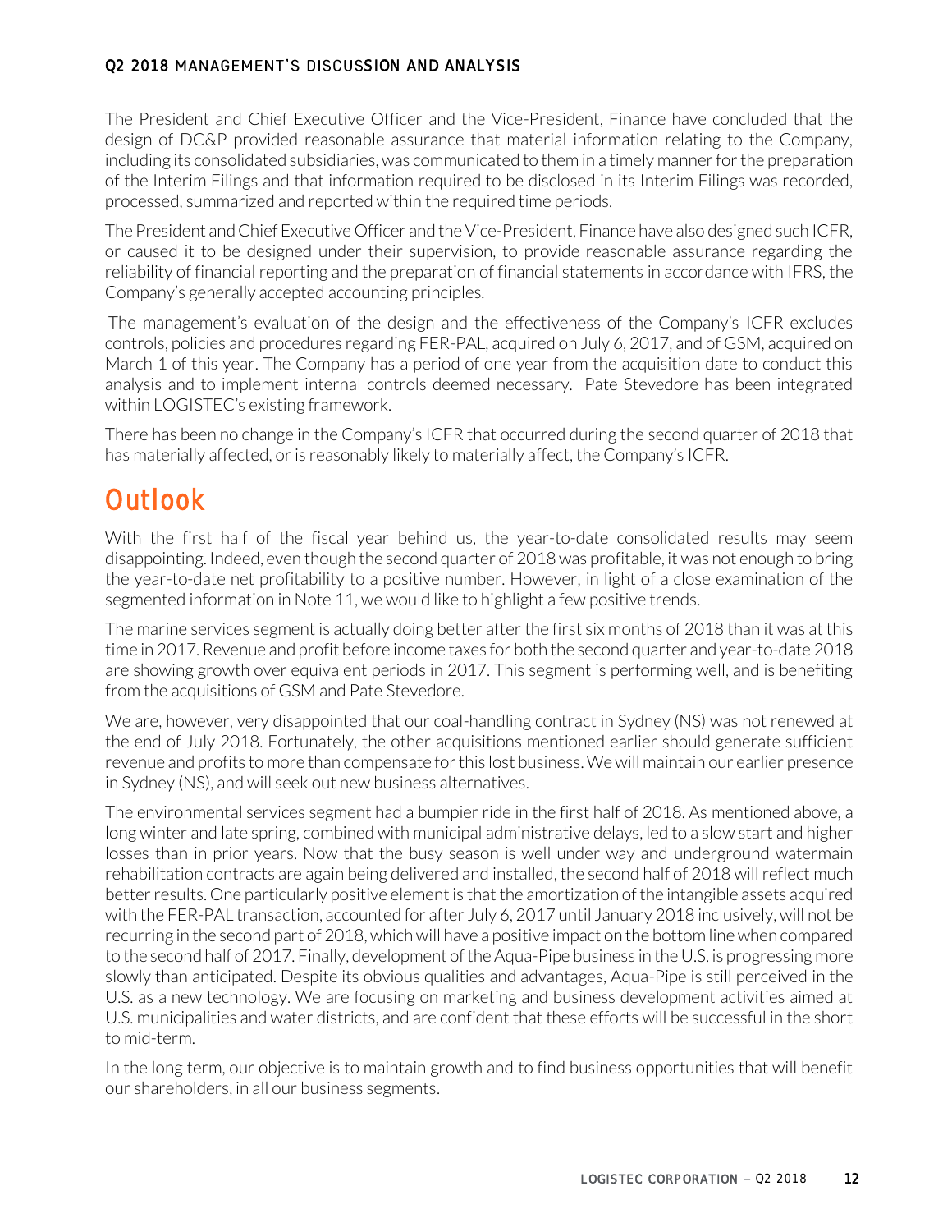The President and Chief Executive Officer and the Vice-President, Finance have concluded that the design of DC&P provided reasonable assurance that material information relating to the Company, including its consolidated subsidiaries, was communicated to them in a timely manner for the preparation of the Interim Filings and that information required to be disclosed in its Interim Filings was recorded, processed, summarized and reported within the required time periods.

The President and Chief Executive Officer and the Vice-President, Finance have also designed such ICFR, or caused it to be designed under their supervision, to provide reasonable assurance regarding the reliability of financial reporting and the preparation of financial statements in accordance with IFRS, the Company's generally accepted accounting principles.

The management's evaluation of the design and the effectiveness of the Company's ICFR excludes controls, policies and procedures regarding FER-PAL, acquired on July 6, 2017, and of GSM, acquired on March 1 of this year. The Company has a period of one year from the acquisition date to conduct this analysis and to implement internal controls deemed necessary. Pate Stevedore has been integrated within LOGISTEC's existing framework.

There has been no change in the Company's ICFR that occurred during the second quarter of 2018 that has materially affected, or is reasonably likely to materially affect, the Company's ICFR.

# Outlook

With the first half of the fiscal year behind us, the year-to-date consolidated results may seem disappointing. Indeed, even though the second quarter of 2018 was profitable, it was not enough to bring the year-to-date net profitability to a positive number. However, in light of a close examination of the segmented information in Note 11, we would like to highlight a few positive trends.

The marine services segment is actually doing better after the first six months of 2018 than it was at this time in 2017. Revenue and profit before income taxes for both the second quarter and year-to-date 2018 are showing growth over equivalent periods in 2017. This segment is performing well, and is benefiting from the acquisitions of GSM and Pate Stevedore.

We are, however, very disappointed that our coal-handling contract in Sydney (NS) was not renewed at the end of July 2018. Fortunately, the other acquisitions mentioned earlier should generate sufficient revenue and profits to more than compensate for this lost business. We will maintain our earlier presence in Sydney (NS), and will seek out new business alternatives.

The environmental services segment had a bumpier ride in the first half of 2018. As mentioned above, a long winter and late spring, combined with municipal administrative delays, led to a slow start and higher losses than in prior years. Now that the busy season is well under way and underground watermain rehabilitation contracts are again being delivered and installed, the second half of 2018 will reflect much better results. One particularly positive element is that the amortization of the intangible assets acquired with the FER-PAL transaction, accounted for after July 6, 2017 until January 2018 inclusively, will not be recurring in the second part of 2018, which will have a positive impact on the bottom line when compared to the second half of 2017. Finally, development of the Aqua-Pipe business in the U.S. is progressing more slowly than anticipated. Despite its obvious qualities and advantages, Aqua-Pipe is still perceived in the U.S. as a new technology. We are focusing on marketing and business development activities aimed at U.S. municipalities and water districts, and are confident that these efforts will be successful in the short to mid-term.

In the long term, our objective is to maintain growth and to find business opportunities that will benefit our shareholders, in all our business segments.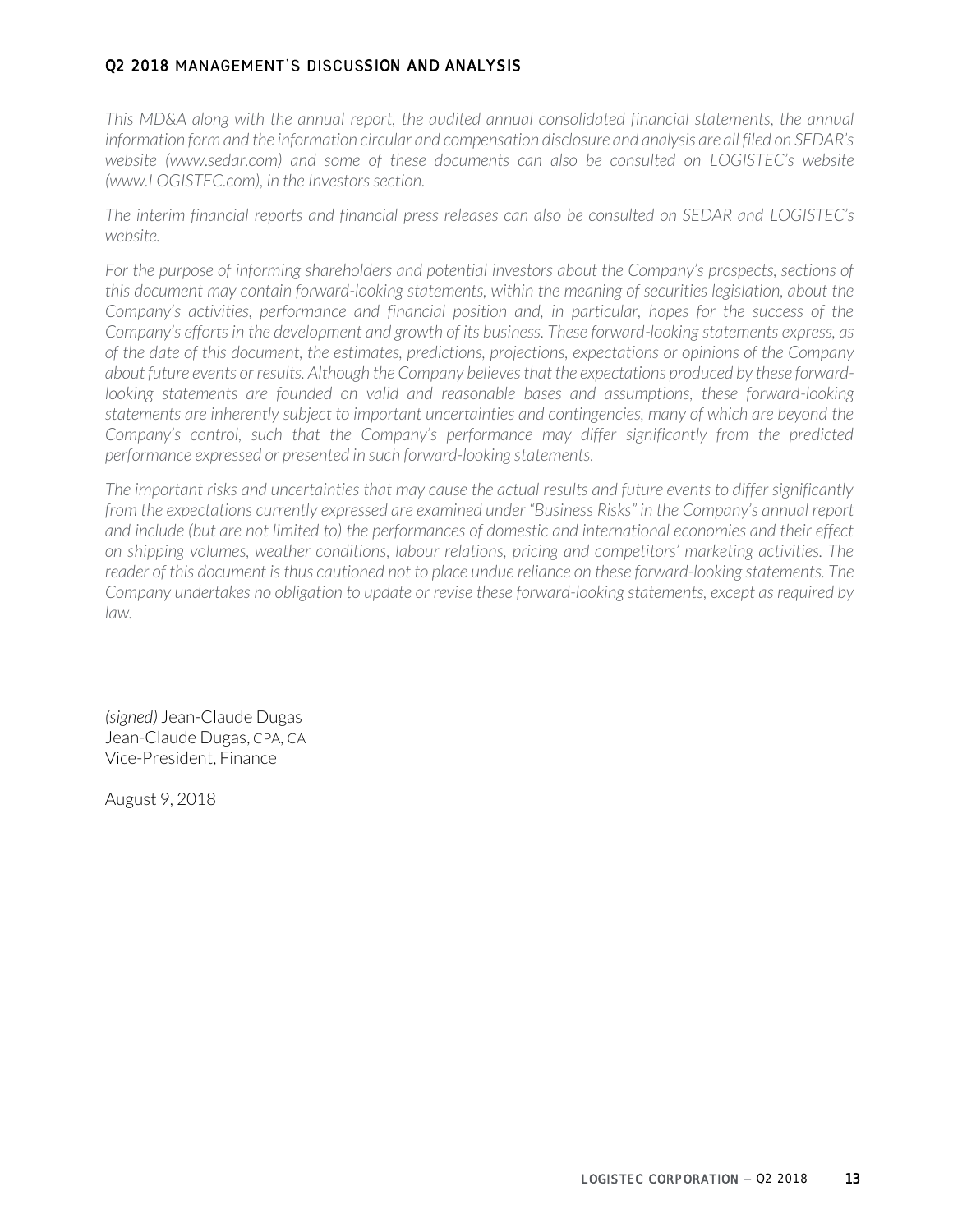*This MD&A along with the annual report, the audited annual consolidated financial statements, the annual information form and the information circular and compensation disclosure and analysis are all filed on SEDAR's website (www.sedar.com) and some of these documents can also be consulted on LOGISTEC's website (www.LOGISTEC.com), in the Investors section.*

*The interim financial reports and financial press releases can also be consulted on SEDAR and LOGISTEC's website.*

*For the purpose of informing shareholders and potential investors about the Company's prospects, sections of this document may contain forward-looking statements, within the meaning of securities legislation, about the Company's activities, performance and financial position and, in particular, hopes for the success of the Company's efforts in the development and growth of its business. These forward-looking statements express, as of the date of this document, the estimates, predictions, projections, expectations or opinions of the Company about future events or results. Although the Company believes that the expectations produced by these forward-looking statements are founded on valid and reasonable bases and assumptions, these forward-looking statements are inherently subject to important uncertainties and contingencies, many of which are beyond the Company's control, such that the Company's performance may differ significantly from the predicted performance expressed or presented in such forward-looking statements.*

*The important risks and uncertainties that may cause the actual results and future events to differ significantly from the expectations currently expressed are examined under "Business Risks" in the Company's annual report and include (but are not limited to) the performances of domestic and international economies and their effect on shipping volumes, weather conditions, labour relations, pricing and competitors' marketing activities. The reader of this document is thus cautioned not to place undue reliance on these forward-looking statements. The Company undertakes no obligation to update or revise these forward-looking statements, except as required by law.*

*(signed)* Jean-Claude Dugas
Jean-Claude Dugas, CPA, CA
Vice-President, Finance

August 9, 2018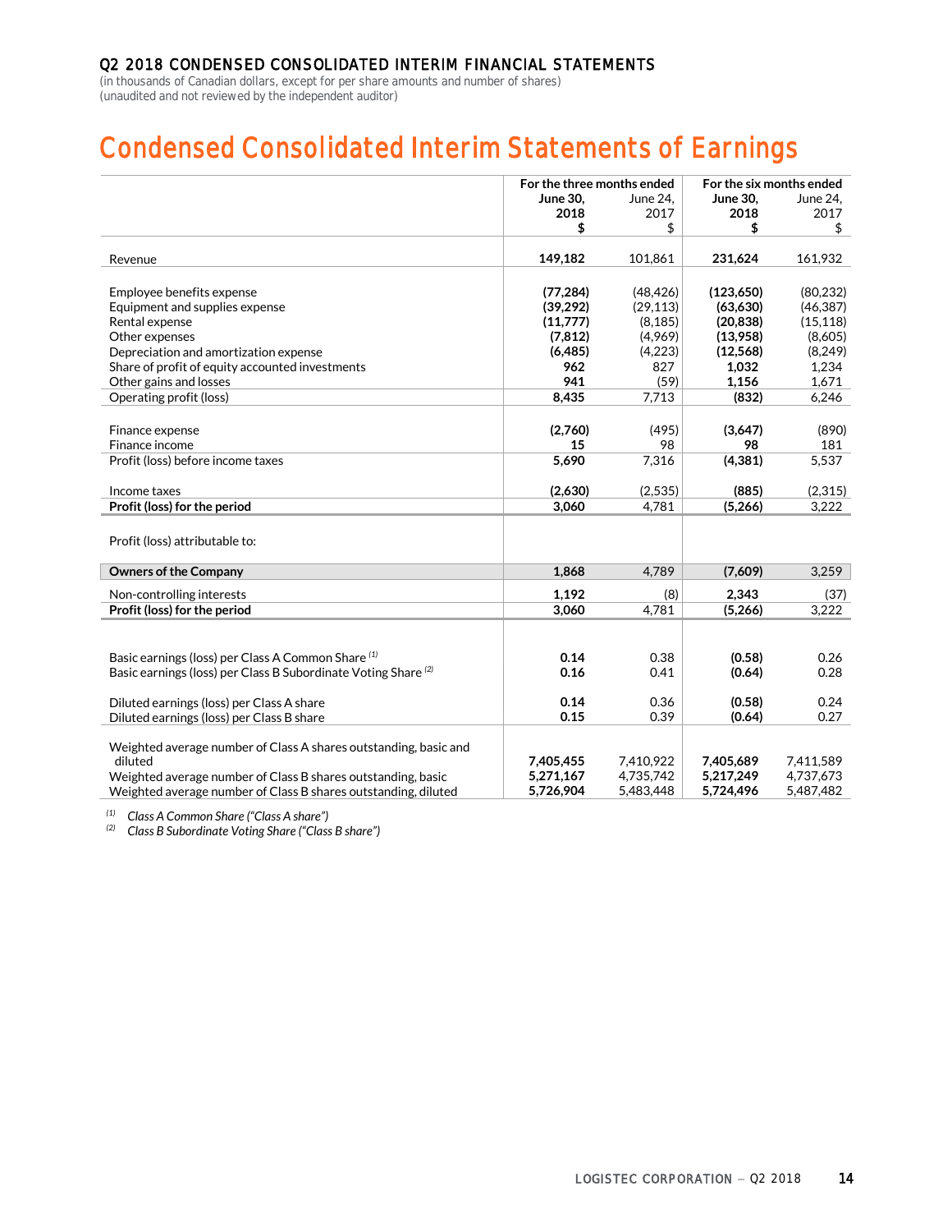Q2 2018 CONDENSED CONSOLIDATED INTERIM FINANCIAL STATEMENTS
(in thousands of Canadian dollars, except for per share amounts and number of shares)
(unaudited and not reviewed by the independent auditor)

# Condensed Consolidated Interim Statements of Earnings

| | For the three months ended | | For the six months ended | |
|---|---|---|---|---|
| | **June 30, 2018 $** | June 24, 2017 $ | **June 30, 2018 $** | June 24, 2017 $ |
| Revenue | **149,182** | 101,861 | **231,624** | 161,932 |
| Employee benefits expense | **(77,284)** | (48,426) | **(123,650)** | (80,232) |
| Equipment and supplies expense | **(39,292)** | (29,113) | **(63,630)** | (46,387) |
| Rental expense | **(11,777)** | (8,185) | **(20,838)** | (15,118) |
| Other expenses | **(7,812)** | (4,969) | **(13,958)** | (8,605) |
| Depreciation and amortization expense | **(6,485)** | (4,223) | **(12,568)** | (8,249) |
| Share of profit of equity accounted investments | **962** | 827 | **1,032** | 1,234 |
| Other gains and losses | **941** | (59) | **1,156** | 1,671 |
| Operating profit (loss) | **8,435** | 7,713 | **(832)** | 6,246 |
| Finance expense | **(2,760)** | (495) | **(3,647)** | (890) |
| Finance income | **15** | 98 | **98** | 181 |
| Profit (loss) before income taxes | **5,690** | 7,316 | **(4,381)** | 5,537 |
| Income taxes | **(2,630)** | (2,535) | **(885)** | (2,315) |
| **Profit (loss) for the period** | **3,060** | 4,781 | **(5,266)** | 3,222 |
| Profit (loss) attributable to: | | | | |
| **Owners of the Company** | **1,868** | 4,789 | **(7,609)** | 3,259 |
| Non-controlling interests | **1,192** | (8) | **2,343** | (37) |
| **Profit (loss) for the period** | **3,060** | 4,781 | **(5,266)** | 3,222 |
| Basic earnings (loss) per Class A Common Share [(1)] | **0.14** | 0.38 | **(0.58)** | 0.26 |
| Basic earnings (loss) per Class B Subordinate Voting Share [(2)] | **0.16** | 0.41 | **(0.64)** | 0.28 |
| Diluted earnings (loss) per Class A share | **0.14** | 0.36 | **(0.58)** | 0.24 |
| Diluted earnings (loss) per Class B share | **0.15** | 0.39 | **(0.64)** | 0.27 |
| Weighted average number of Class A shares outstanding, basic and diluted | **7,405,455** | 7,410,922 | **7,405,689** | 7,411,589 |
| Weighted average number of Class B shares outstanding, basic | **5,271,167** | 4,735,742 | **5,217,249** | 4,737,673 |
| Weighted average number of Class B shares outstanding, diluted | **5,726,904** | 5,483,448 | **5,724,496** | 5,487,482 |

(1) *Class A Common Share ("Class A share")*
(2) *Class B Subordinate Voting Share ("Class B share")*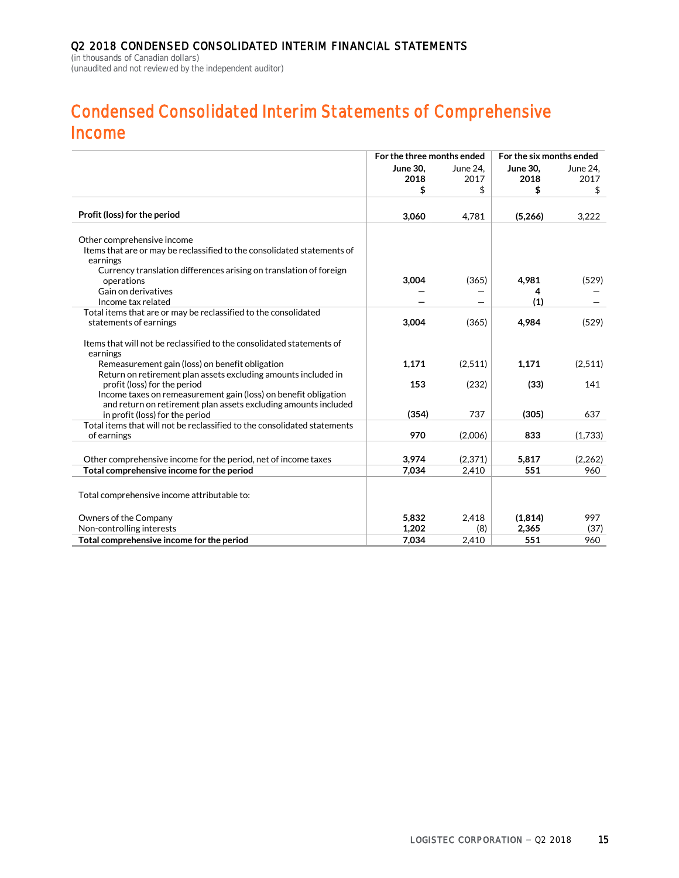Q2 2018 CONDENSED CONSOLIDATED INTERIM FINANCIAL STATEMENTS
(in thousands of Canadian dollars)
(unaudited and not reviewed by the independent auditor)

# Condensed Consolidated Interim Statements of Comprehensive Income

| | For the three months ended | | For the six months ended | |
|---|---|---|---|---|
| | **June 30, 2018** | June 24, 2017 | **June 30, 2018** | June 24, 2017 |
| | **$** | $ | **$** | $ |
| **Profit (loss) for the period** | **3,060** | 4,781 | **(5,266)** | 3,222 |
| Other comprehensive income | | | | |
| Items that are or may be reclassified to the consolidated statements of earnings | | | | |
| Currency translation differences arising on translation of foreign operations | **3,004** | (365) | **4,981** | (529) |
| Gain on derivatives | **—** | — | **4** | — |
| Income tax related | **—** | — | **(1)** | — |
| Total items that are or may be reclassified to the consolidated statements of earnings | **3,004** | (365) | **4,984** | (529) |
| Items that will not be reclassified to the consolidated statements of earnings | | | | |
| Remeasurement gain (loss) on benefit obligation | **1,171** | (2,511) | **1,171** | (2,511) |
| Return on retirement plan assets excluding amounts included in profit (loss) for the period | **153** | (232) | **(33)** | 141 |
| Income taxes on remeasurement gain (loss) on benefit obligation and return on retirement plan assets excluding amounts included in profit (loss) for the period | **(354)** | 737 | **(305)** | 637 |
| Total items that will not be reclassified to the consolidated statements of earnings | **970** | (2,006) | **833** | (1,733) |
| Other comprehensive income for the period, net of income taxes | **3,974** | (2,371) | **5,817** | (2,262) |
| **Total comprehensive income for the period** | **7,034** | 2,410 | **551** | 960 |
| Total comprehensive income attributable to: | | | | |
| Owners of the Company | **5,832** | 2,418 | **(1,814)** | 997 |
| Non-controlling interests | **1,202** | (8) | **2,365** | (37) |
| **Total comprehensive income for the period** | **7,034** | 2,410 | **551** | 960 |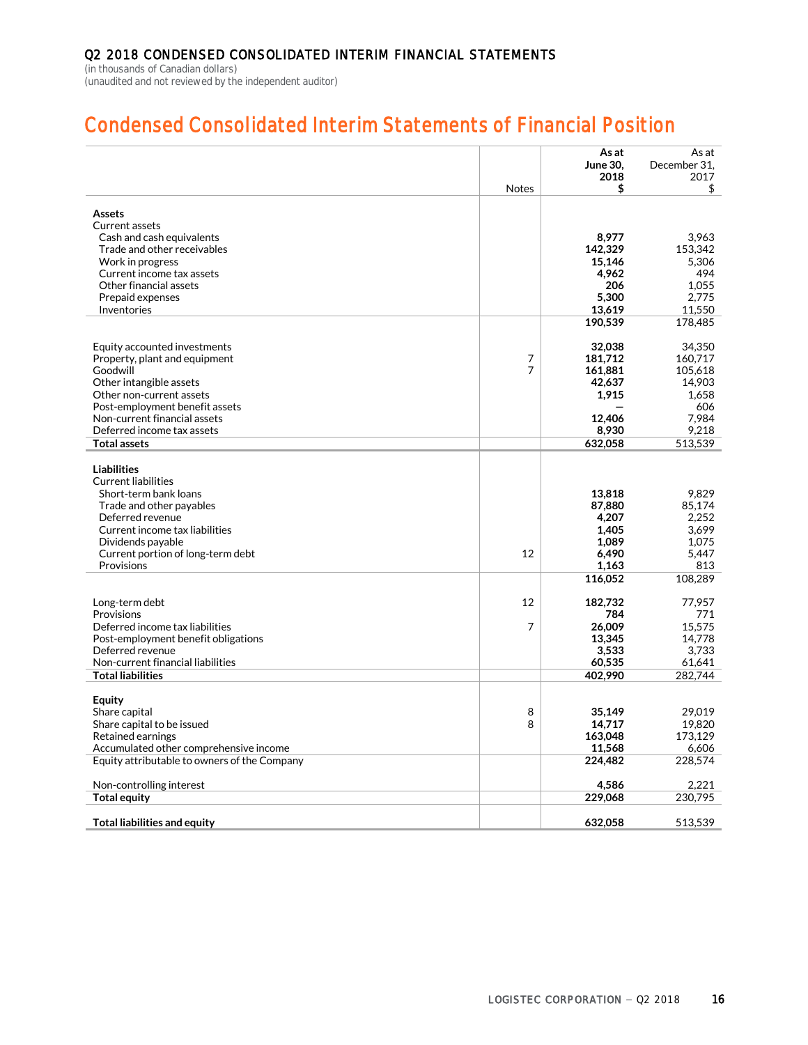Q2 2018 CONDENSED CONSOLIDATED INTERIM FINANCIAL STATEMENTS

(in thousands of Canadian dollars)
(unaudited and not reviewed by the independent auditor)

# Condensed Consolidated Interim Statements of Financial Position

| | Notes | As at June 30, 2018 $ | As at December 31, 2017 $ |
|---|---|---|---|
| **Assets** | | | |
| Current assets | | | |
| Cash and cash equivalents | | **8,977** | 3,963 |
| Trade and other receivables | | **142,329** | 153,342 |
| Work in progress | | **15,146** | 5,306 |
| Current income tax assets | | **4,962** | 494 |
| Other financial assets | | **206** | 1,055 |
| Prepaid expenses | | **5,300** | 2,775 |
| Inventories | | **13,619** | 11,550 |
| | | **190,539** | 178,485 |
| Equity accounted investments | | **32,038** | 34,350 |
| Property, plant and equipment | 7 | **181,712** | 160,717 |
| Goodwill | 7 | **161,881** | 105,618 |
| Other intangible assets | | **42,637** | 14,903 |
| Other non-current assets | | **1,915** | 1,658 |
| Post-employment benefit assets | | **—** | 606 |
| Non-current financial assets | | **12,406** | 7,984 |
| Deferred income tax assets | | **8,930** | 9,218 |
| **Total assets** | | **632,058** | 513,539 |
| **Liabilities** | | | |
| Current liabilities | | | |
| Short-term bank loans | | **13,818** | 9,829 |
| Trade and other payables | | **87,880** | 85,174 |
| Deferred revenue | | **4,207** | 2,252 |
| Current income tax liabilities | | **1,405** | 3,699 |
| Dividends payable | | **1,089** | 1,075 |
| Current portion of long-term debt | 12 | **6,490** | 5,447 |
| Provisions | | **1,163** | 813 |
| | | **116,052** | 108,289 |
| Long-term debt | 12 | **182,732** | 77,957 |
| Provisions | | **784** | 771 |
| Deferred income tax liabilities | 7 | **26,009** | 15,575 |
| Post-employment benefit obligations | | **13,345** | 14,778 |
| Deferred revenue | | **3,533** | 3,733 |
| Non-current financial liabilities | | **60,535** | 61,641 |
| **Total liabilities** | | **402,990** | 282,744 |
| **Equity** | | | |
| Share capital | 8 | **35,149** | 29,019 |
| Share capital to be issued | 8 | **14,717** | 19,820 |
| Retained earnings | | **163,048** | 173,129 |
| Accumulated other comprehensive income | | **11,568** | 6,606 |
| Equity attributable to owners of the Company | | **224,482** | 228,574 |
| Non-controlling interest | | **4,586** | 2,221 |
| **Total equity** | | **229,068** | 230,795 |
| **Total liabilities and equity** | | **632,058** | 513,539 |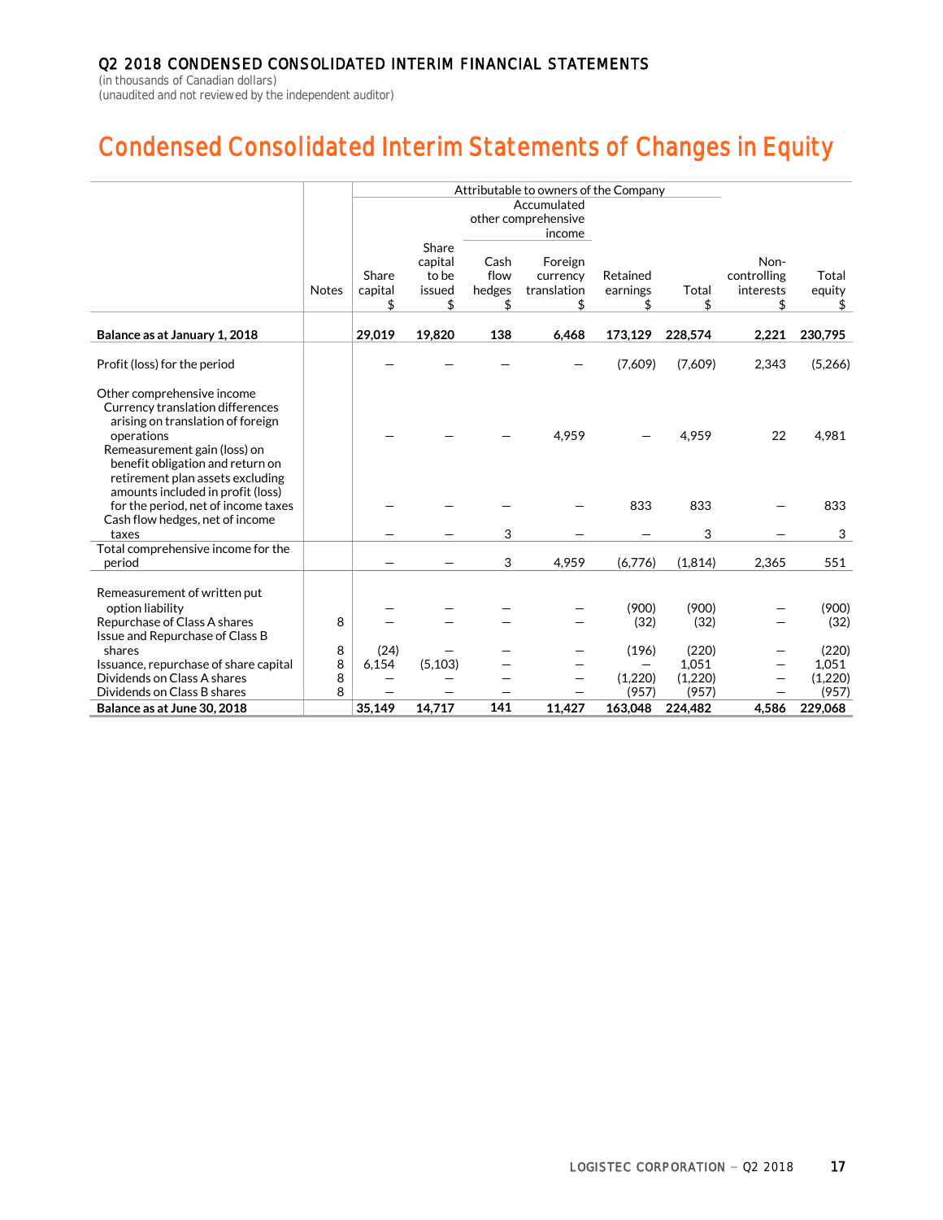Q2 2018 CONDENSED CONSOLIDATED INTERIM FINANCIAL STATEMENTS
(in thousands of Canadian dollars)
(unaudited and not reviewed by the independent auditor)

# Condensed Consolidated Interim Statements of Changes in Equity

| | | Attributable to owners of the Company | | | | | | | |
|---|---|---|---|---|---|---|---|---|---|
| | | | | Accumulated other comprehensive income | | | | | |
| | Notes | Share capital $ | Share capital to be issued $ | Cash flow hedges $ | Foreign currency translation $ | Retained earnings $ | Total $ | Non-controlling interests $ | Total equity $ |
| **Balance as at January 1, 2018** | | **29,019** | **19,820** | **138** | **6,468** | **173,129** | **228,574** | **2,221** | **230,795** |
| Profit (loss) for the period | | — | — | — | — | (7,609) | (7,609) | 2,343 | (5,266) |
| Other comprehensive income | | | | | | | | | |
| Currency translation differences arising on translation of foreign operations | | — | — | — | 4,959 | — | 4,959 | 22 | 4,981 |
| Remeasurement gain (loss) on benefit obligation and return on retirement plan assets excluding amounts included in profit (loss) for the period, net of income taxes | | — | — | — | — | 833 | 833 | — | 833 |
| Cash flow hedges, net of income taxes | | — | — | 3 | — | — | 3 | — | 3 |
| Total comprehensive income for the period | | — | — | 3 | 4,959 | (6,776) | (1,814) | 2,365 | 551 |
| Remeasurement of written put option liability | | — | — | — | — | (900) | (900) | — | (900) |
| Repurchase of Class A shares | 8 | — | — | — | — | (32) | (32) | — | (32) |
| Issue and Repurchase of Class B shares | 8 | (24) | — | — | — | (196) | (220) | — | (220) |
| Issuance, repurchase of share capital | 8 | 6,154 | (5,103) | — | — | — | 1,051 | — | 1,051 |
| Dividends on Class A shares | 8 | — | — | — | — | (1,220) | (1,220) | — | (1,220) |
| Dividends on Class B shares | 8 | — | — | — | — | (957) | (957) | — | (957) |
| **Balance as at June 30, 2018** | | **35,149** | **14,717** | **141** | **11,427** | **163,048** | **224,482** | **4,586** | **229,068** |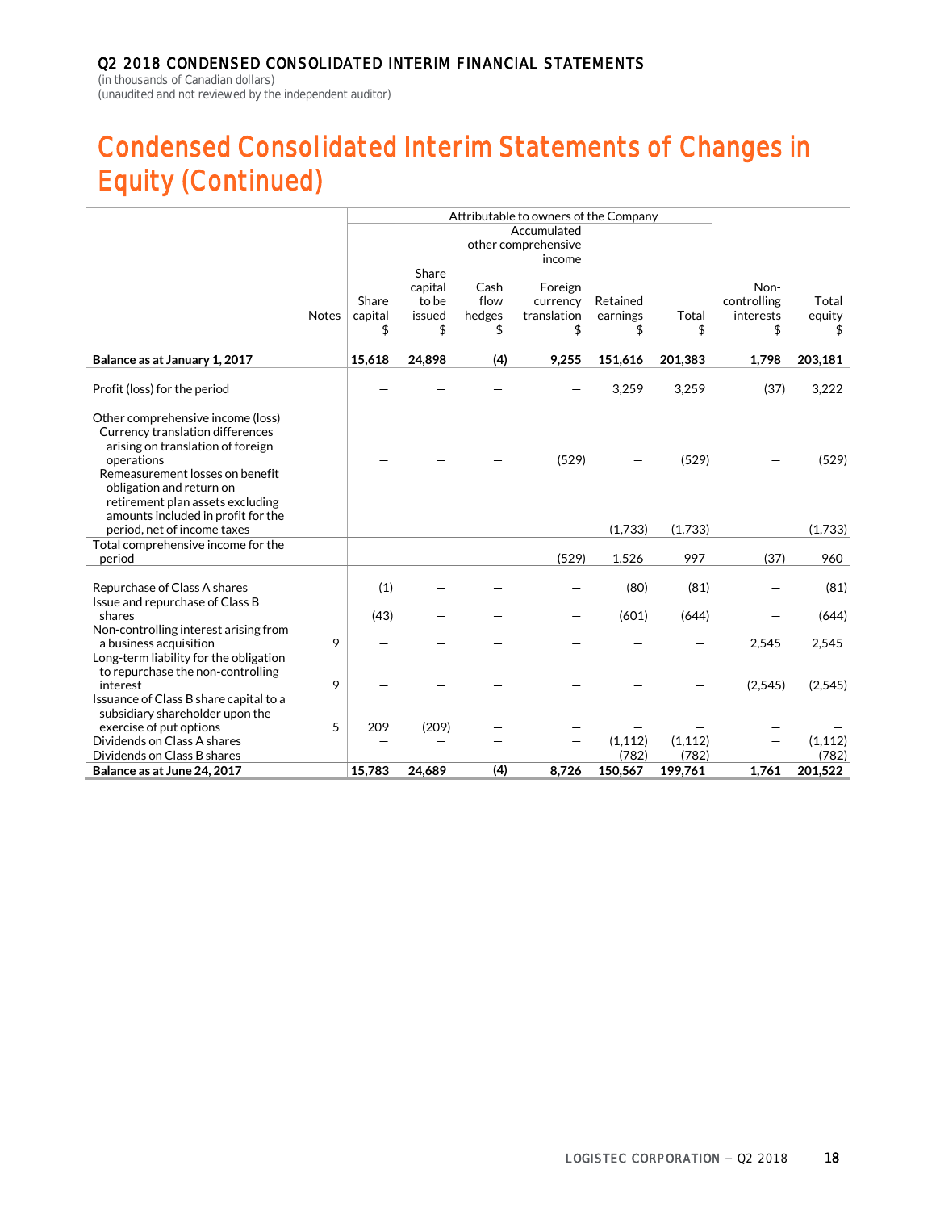Q2 2018 CONDENSED CONSOLIDATED INTERIM FINANCIAL STATEMENTS
(in thousands of Canadian dollars)
(unaudited and not reviewed by the independent auditor)

# Condensed Consolidated Interim Statements of Changes in Equity (Continued)

| | | Attributable to owners of the Company | | | | | | | |
|---|---|---|---|---|---|---|---|---|---|
| | | | | Accumulated other comprehensive income | | | | | |
| | Notes | Share capital $ | Share capital to be issued $ | Cash flow hedges $ | Foreign currency translation $ | Retained earnings $ | Total $ | Non-controlling interests $ | Total equity $ |
| **Balance as at January 1, 2017** | | **15,618** | **24,898** | **(4)** | **9,255** | **151,616** | **201,383** | **1,798** | **203,181** |
| Profit (loss) for the period | | — | — | — | — | 3,259 | 3,259 | (37) | 3,222 |
| Other comprehensive income (loss)<br>Currency translation differences arising on translation of foreign operations | | — | — | — | (529) | — | (529) | — | (529) |
| Remeasurement losses on benefit obligation and return on retirement plan assets excluding amounts included in profit for the period, net of income taxes | | — | — | — | — | (1,733) | (1,733) | — | (1,733) |
| Total comprehensive income for the period | | — | — | — | (529) | 1,526 | 997 | (37) | 960 |
| Repurchase of Class A shares | | (1) | — | — | — | (80) | (81) | — | (81) |
| Issue and repurchase of Class B shares | | (43) | — | — | — | (601) | (644) | — | (644) |
| Non-controlling interest arising from a business acquisition | 9 | — | — | — | — | — | — | 2,545 | 2,545 |
| Long-term liability for the obligation to repurchase the non-controlling interest | 9 | — | — | — | — | — | — | (2,545) | (2,545) |
| Issuance of Class B share capital to a subsidiary shareholder upon the exercise of put options | 5 | 209 | (209) | — | — | — | — | — | — |
| Dividends on Class A shares | | — | — | — | — | (1,112) | (1,112) | — | (1,112) |
| Dividends on Class B shares | | — | — | — | — | (782) | (782) | — | (782) |
| **Balance as at June 24, 2017** | | **15,783** | **24,689** | **(4)** | **8,726** | **150,567** | **199,761** | **1,761** | **201,522** |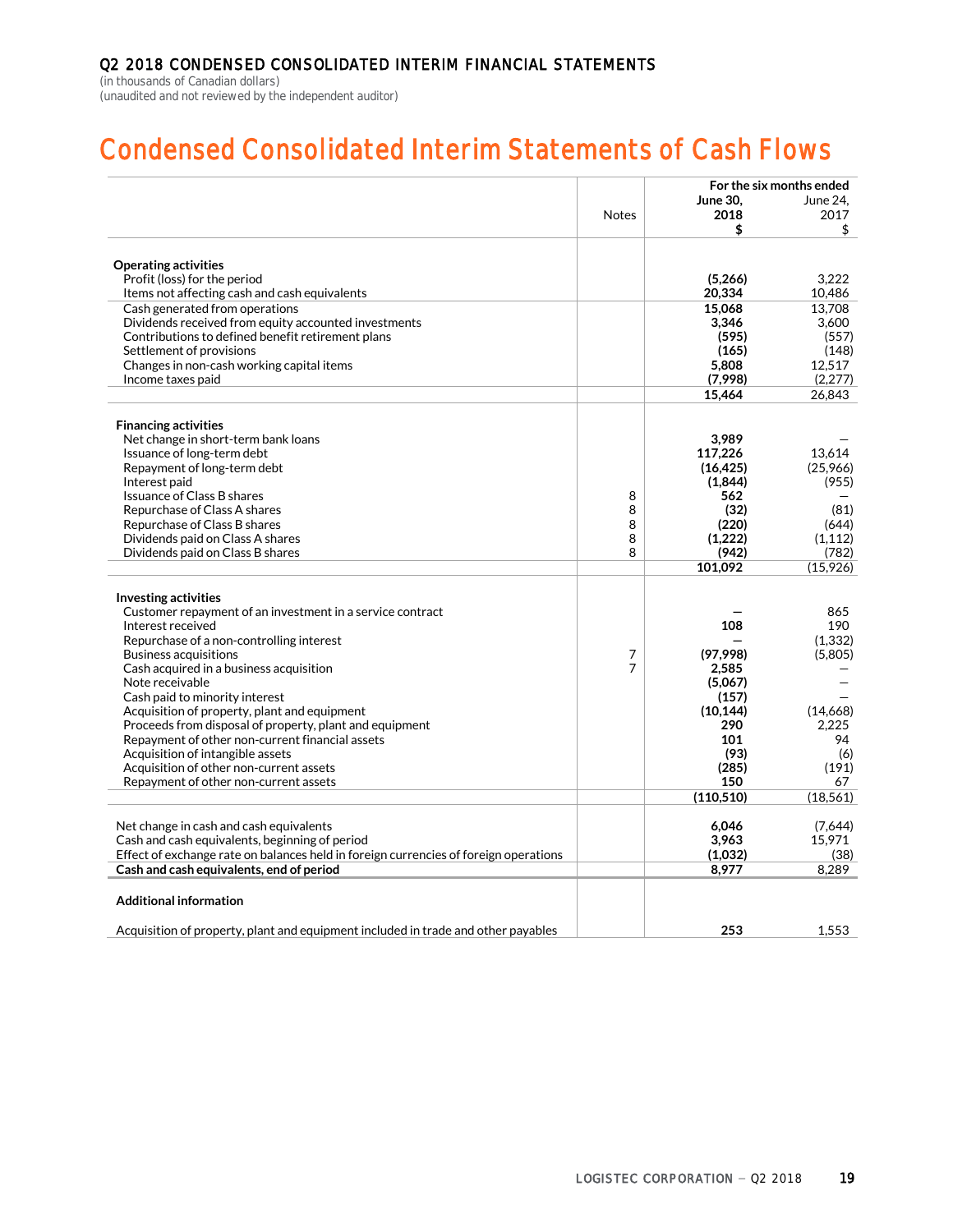Q2 2018 CONDENSED CONSOLIDATED INTERIM FINANCIAL STATEMENTS
(in thousands of Canadian dollars)
(unaudited and not reviewed by the independent auditor)

# Condensed Consolidated Interim Statements of Cash Flows

| | Notes | For the six months ended June 30, 2018 $ | June 24, 2017 $ |
|---|---|---|---|
| **Operating activities** | | | |
| Profit (loss) for the period | | **(5,266)** | 3,222 |
| Items not affecting cash and cash equivalents | | **20,334** | 10,486 |
| Cash generated from operations | | **15,068** | 13,708 |
| Dividends received from equity accounted investments | | **3,346** | 3,600 |
| Contributions to defined benefit retirement plans | | **(595)** | (557) |
| Settlement of provisions | | **(165)** | (148) |
| Changes in non-cash working capital items | | **5,808** | 12,517 |
| Income taxes paid | | **(7,998)** | (2,277) |
| | | **15,464** | 26,843 |
| **Financing activities** | | | |
| Net change in short-term bank loans | | **3,989** | — |
| Issuance of long-term debt | | **117,226** | 13,614 |
| Repayment of long-term debt | | **(16,425)** | (25,966) |
| Interest paid | | **(1,844)** | (955) |
| Issuance of Class B shares | 8 | **562** | — |
| Repurchase of Class A shares | 8 | **(32)** | (81) |
| Repurchase of Class B shares | 8 | **(220)** | (644) |
| Dividends paid on Class A shares | 8 | **(1,222)** | (1,112) |
| Dividends paid on Class B shares | 8 | **(942)** | (782) |
| | | **101,092** | (15,926) |
| **Investing activities** | | | |
| Customer repayment of an investment in a service contract | | **—** | 865 |
| Interest received | | **108** | 190 |
| Repurchase of a non-controlling interest | | **—** | (1,332) |
| Business acquisitions | 7 | **(97,998)** | (5,805) |
| Cash acquired in a business acquisition | 7 | **2,585** | — |
| Note receivable | | **(5,067)** | — |
| Cash paid to minority interest | | **(157)** | — |
| Acquisition of property, plant and equipment | | **(10,144)** | (14,668) |
| Proceeds from disposal of property, plant and equipment | | **290** | 2,225 |
| Repayment of other non-current financial assets | | **101** | 94 |
| Acquisition of intangible assets | | **(93)** | (6) |
| Acquisition of other non-current assets | | **(285)** | (191) |
| Repayment of other non-current assets | | **150** | 67 |
| | | **(110,510)** | (18,561) |
| Net change in cash and cash equivalents | | **6,046** | (7,644) |
| Cash and cash equivalents, beginning of period | | **3,963** | 15,971 |
| Effect of exchange rate on balances held in foreign currencies of foreign operations | | **(1,032)** | (38) |
| **Cash and cash equivalents, end of period** | | **8,977** | 8,289 |
| **Additional information** | | | |
| Acquisition of property, plant and equipment included in trade and other payables | | **253** | 1,553 |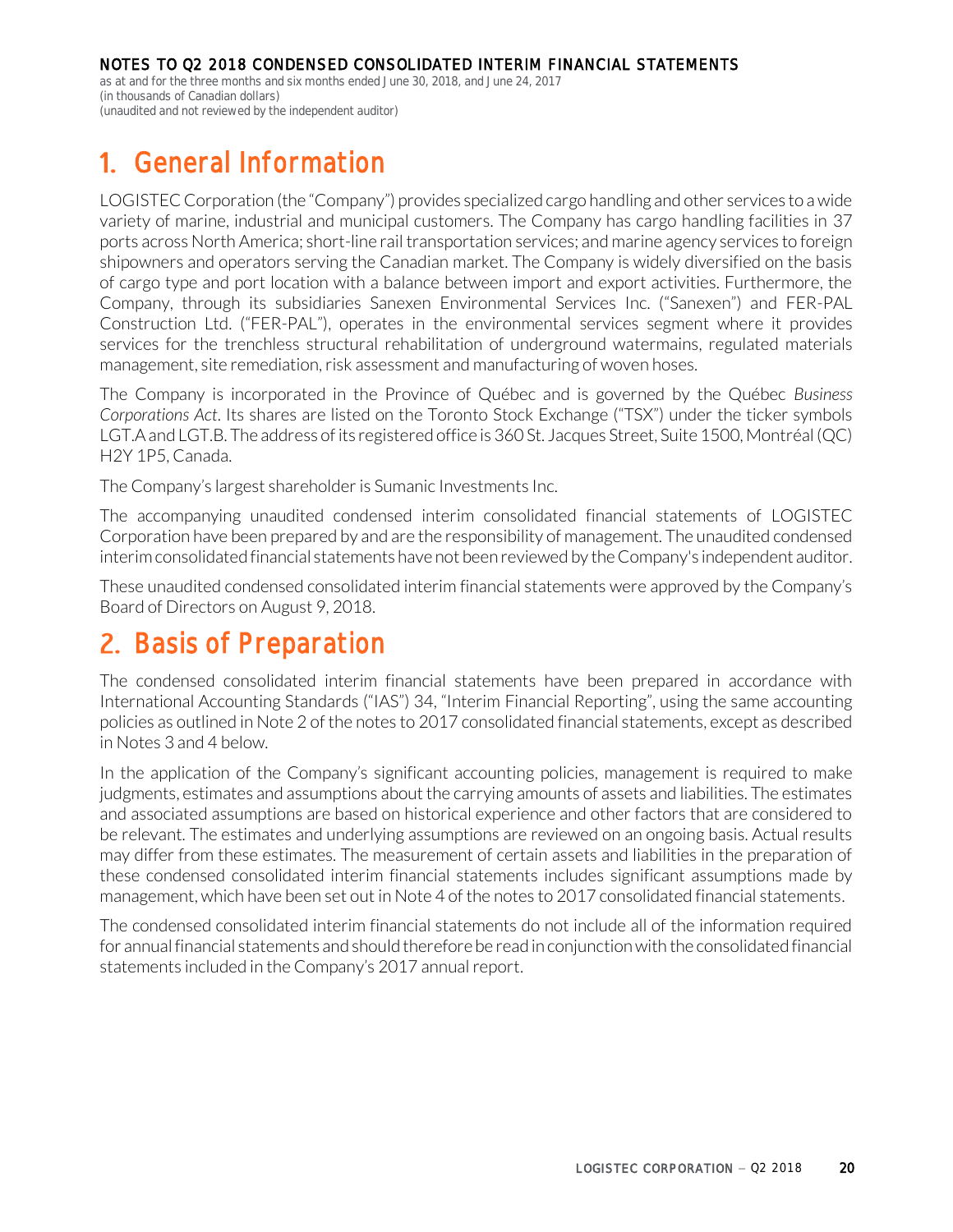# 1. General Information

LOGISTEC Corporation (the "Company") provides specialized cargo handling and other services to a wide variety of marine, industrial and municipal customers. The Company has cargo handling facilities in 37 ports across North America; short-line rail transportation services; and marine agency services to foreign shipowners and operators serving the Canadian market. The Company is widely diversified on the basis of cargo type and port location with a balance between import and export activities. Furthermore, the Company, through its subsidiaries Sanexen Environmental Services Inc. ("Sanexen") and FER-PAL Construction Ltd. ("FER-PAL"), operates in the environmental services segment where it provides services for the trenchless structural rehabilitation of underground watermains, regulated materials management, site remediation, risk assessment and manufacturing of woven hoses.

The Company is incorporated in the Province of Québec and is governed by the Québec *Business Corporations Act*. Its shares are listed on the Toronto Stock Exchange ("TSX") under the ticker symbols LGT.A and LGT.B. The address of its registered office is 360 St. Jacques Street, Suite 1500, Montréal (QC) H2Y 1P5, Canada.

The Company's largest shareholder is Sumanic Investments Inc.

The accompanying unaudited condensed interim consolidated financial statements of LOGISTEC Corporation have been prepared by and are the responsibility of management. The unaudited condensed interim consolidated financial statements have not been reviewed by the Company's independent auditor.

These unaudited condensed consolidated interim financial statements were approved by the Company's Board of Directors on August 9, 2018.

# 2. Basis of Preparation

The condensed consolidated interim financial statements have been prepared in accordance with International Accounting Standards ("IAS") 34, "Interim Financial Reporting", using the same accounting policies as outlined in Note 2 of the notes to 2017 consolidated financial statements, except as described in Notes 3 and 4 below.

In the application of the Company's significant accounting policies, management is required to make judgments, estimates and assumptions about the carrying amounts of assets and liabilities. The estimates and associated assumptions are based on historical experience and other factors that are considered to be relevant. The estimates and underlying assumptions are reviewed on an ongoing basis. Actual results may differ from these estimates. The measurement of certain assets and liabilities in the preparation of these condensed consolidated interim financial statements includes significant assumptions made by management, which have been set out in Note 4 of the notes to 2017 consolidated financial statements.

The condensed consolidated interim financial statements do not include all of the information required for annual financial statements and should therefore be read in conjunction with the consolidated financial statements included in the Company's 2017 annual report.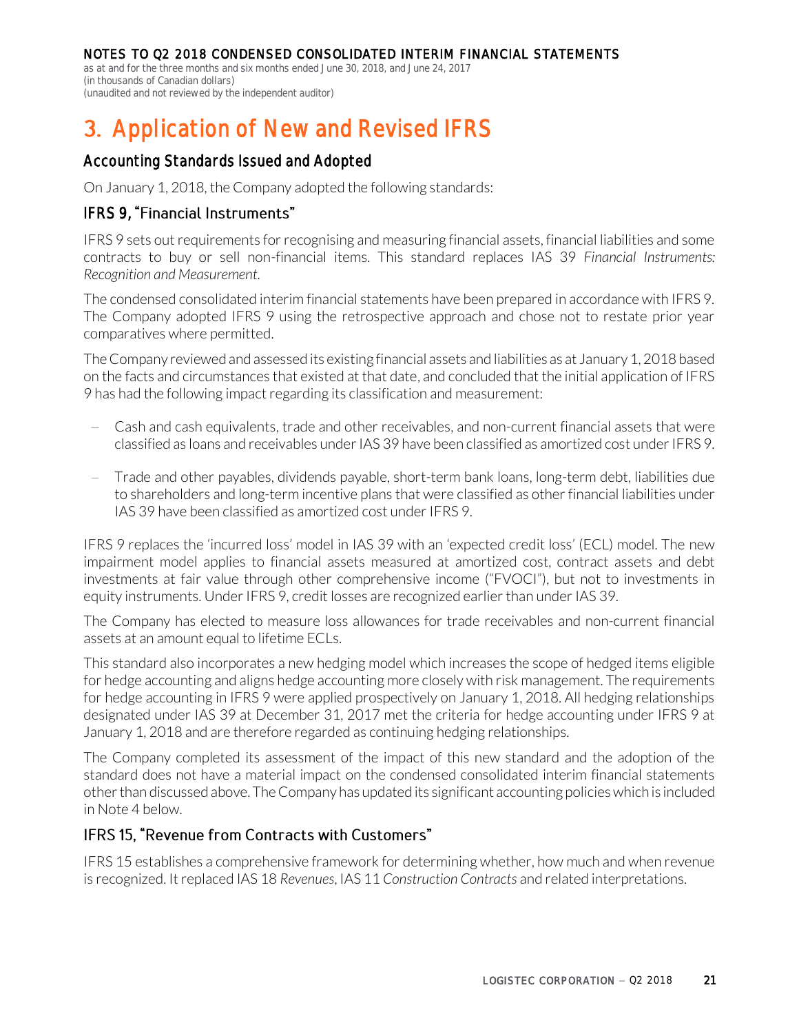# 3. Application of New and Revised IFRS

## Accounting Standards Issued and Adopted

On January 1, 2018, the Company adopted the following standards:

### IFRS 9, "Financial Instruments"

IFRS 9 sets out requirements for recognising and measuring financial assets, financial liabilities and some contracts to buy or sell non-financial items. This standard replaces IAS 39 *Financial Instruments: Recognition and Measurement*.

The condensed consolidated interim financial statements have been prepared in accordance with IFRS 9. The Company adopted IFRS 9 using the retrospective approach and chose not to restate prior year comparatives where permitted.

The Company reviewed and assessed its existing financial assets and liabilities as at January 1, 2018 based on the facts and circumstances that existed at that date, and concluded that the initial application of IFRS 9 has had the following impact regarding its classification and measurement:

- Cash and cash equivalents, trade and other receivables, and non-current financial assets that were classified as loans and receivables under IAS 39 have been classified as amortized cost under IFRS 9.
- Trade and other payables, dividends payable, short-term bank loans, long-term debt, liabilities due to shareholders and long-term incentive plans that were classified as other financial liabilities under IAS 39 have been classified as amortized cost under IFRS 9.

IFRS 9 replaces the 'incurred loss' model in IAS 39 with an 'expected credit loss' (ECL) model. The new impairment model applies to financial assets measured at amortized cost, contract assets and debt investments at fair value through other comprehensive income ("FVOCI"), but not to investments in equity instruments. Under IFRS 9, credit losses are recognized earlier than under IAS 39.

The Company has elected to measure loss allowances for trade receivables and non-current financial assets at an amount equal to lifetime ECLs.

This standard also incorporates a new hedging model which increases the scope of hedged items eligible for hedge accounting and aligns hedge accounting more closely with risk management. The requirements for hedge accounting in IFRS 9 were applied prospectively on January 1, 2018. All hedging relationships designated under IAS 39 at December 31, 2017 met the criteria for hedge accounting under IFRS 9 at January 1, 2018 and are therefore regarded as continuing hedging relationships.

The Company completed its assessment of the impact of this new standard and the adoption of the standard does not have a material impact on the condensed consolidated interim financial statements other than discussed above. The Company has updated its significant accounting policies which is included in Note 4 below.

### IFRS 15, "Revenue from Contracts with Customers"

IFRS 15 establishes a comprehensive framework for determining whether, how much and when revenue is recognized. It replaced IAS 18 *Revenues*, IAS 11 *Construction Contracts* and related interpretations.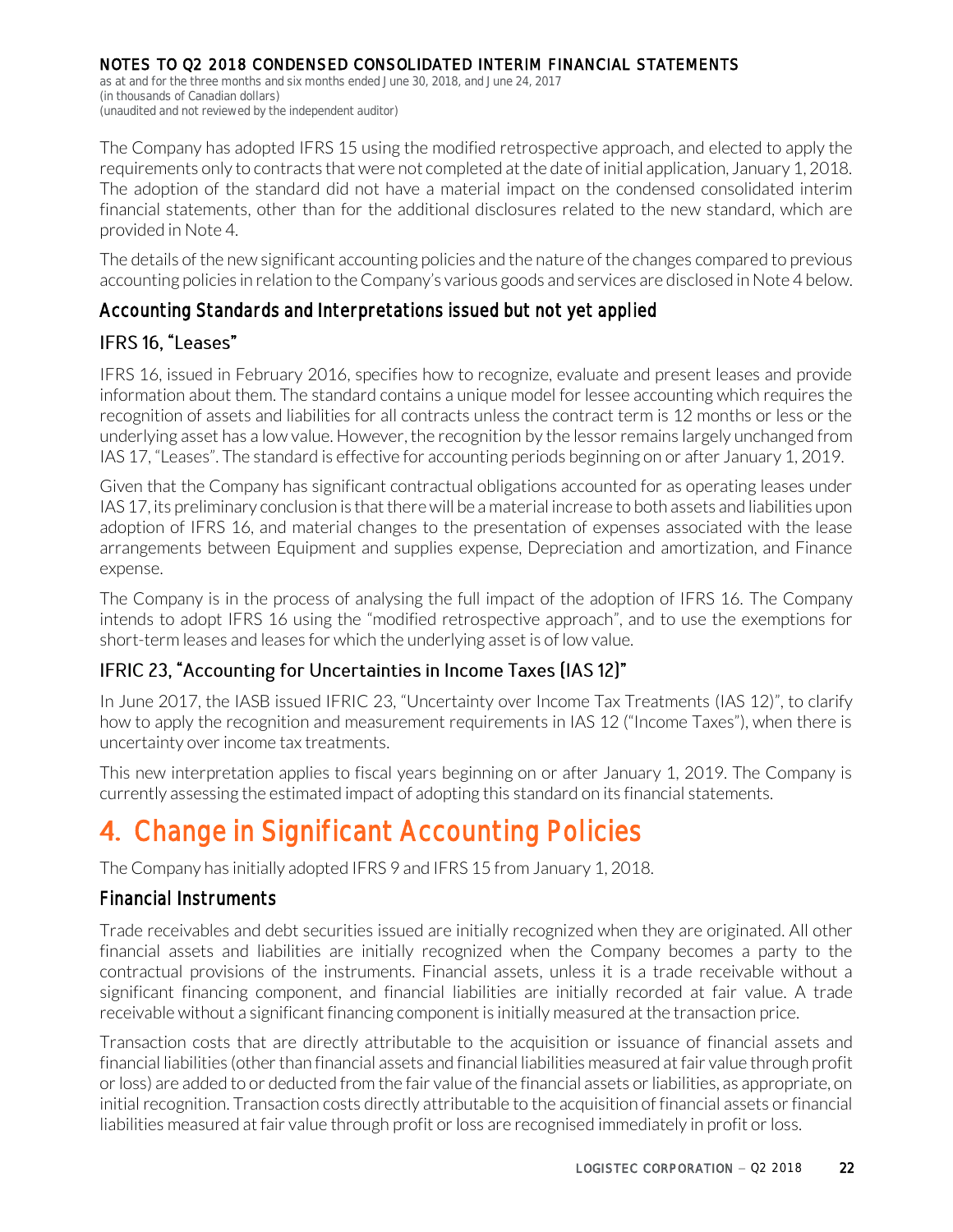The Company has adopted IFRS 15 using the modified retrospective approach, and elected to apply the requirements only to contracts that were not completed at the date of initial application, January 1, 2018. The adoption of the standard did not have a material impact on the condensed consolidated interim financial statements, other than for the additional disclosures related to the new standard, which are provided in Note 4.

The details of the new significant accounting policies and the nature of the changes compared to previous accounting policies in relation to the Company's various goods and services are disclosed in Note 4 below.

### Accounting Standards and Interpretations issued but not yet applied

#### IFRS 16, "Leases"

IFRS 16, issued in February 2016, specifies how to recognize, evaluate and present leases and provide information about them. The standard contains a unique model for lessee accounting which requires the recognition of assets and liabilities for all contracts unless the contract term is 12 months or less or the underlying asset has a low value. However, the recognition by the lessor remains largely unchanged from IAS 17, "Leases". The standard is effective for accounting periods beginning on or after January 1, 2019.

Given that the Company has significant contractual obligations accounted for as operating leases under IAS 17, its preliminary conclusion is that there will be a material increase to both assets and liabilities upon adoption of IFRS 16, and material changes to the presentation of expenses associated with the lease arrangements between Equipment and supplies expense, Depreciation and amortization, and Finance expense.

The Company is in the process of analysing the full impact of the adoption of IFRS 16. The Company intends to adopt IFRS 16 using the "modified retrospective approach", and to use the exemptions for short-term leases and leases for which the underlying asset is of low value.

#### IFRIC 23, "Accounting for Uncertainties in Income Taxes (IAS 12)"

In June 2017, the IASB issued IFRIC 23, "Uncertainty over Income Tax Treatments (IAS 12)", to clarify how to apply the recognition and measurement requirements in IAS 12 ("Income Taxes"), when there is uncertainty over income tax treatments.

This new interpretation applies to fiscal years beginning on or after January 1, 2019. The Company is currently assessing the estimated impact of adopting this standard on its financial statements.

## 4. Change in Significant Accounting Policies

The Company has initially adopted IFRS 9 and IFRS 15 from January 1, 2018.

### Financial Instruments

Trade receivables and debt securities issued are initially recognized when they are originated. All other financial assets and liabilities are initially recognized when the Company becomes a party to the contractual provisions of the instruments. Financial assets, unless it is a trade receivable without a significant financing component, and financial liabilities are initially recorded at fair value. A trade receivable without a significant financing component is initially measured at the transaction price.

Transaction costs that are directly attributable to the acquisition or issuance of financial assets and financial liabilities (other than financial assets and financial liabilities measured at fair value through profit or loss) are added to or deducted from the fair value of the financial assets or liabilities, as appropriate, on initial recognition. Transaction costs directly attributable to the acquisition of financial assets or financial liabilities measured at fair value through profit or loss are recognised immediately in profit or loss.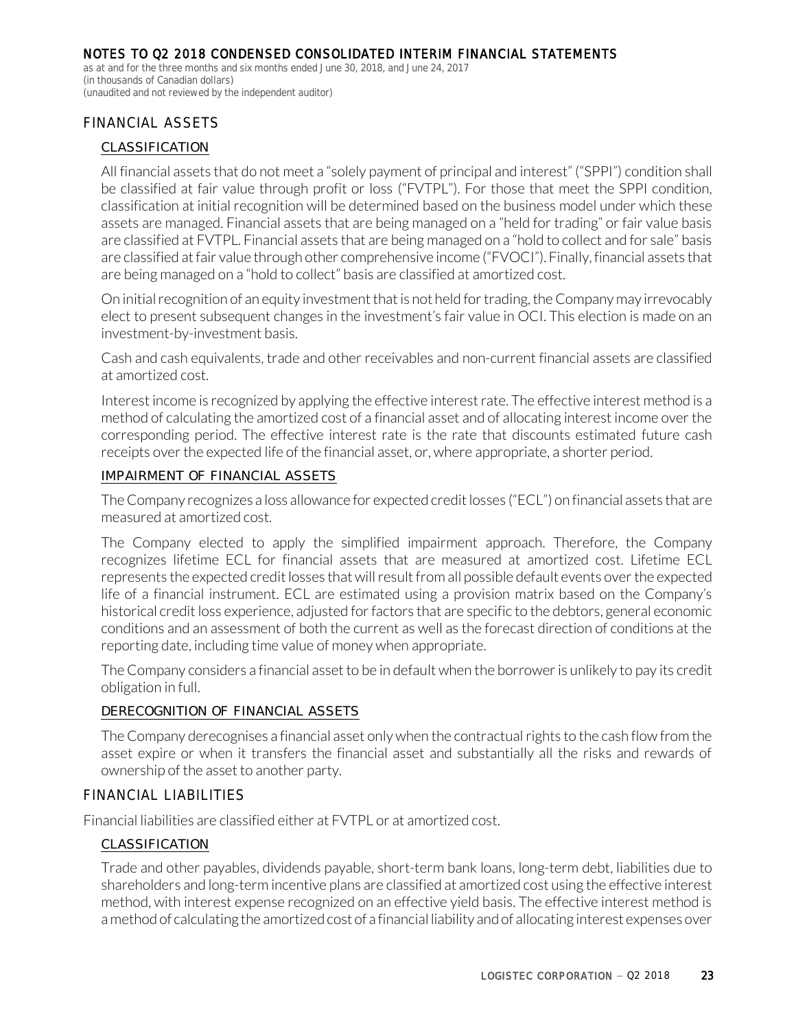## FINANCIAL ASSETS

### CLASSIFICATION

All financial assets that do not meet a "solely payment of principal and interest" ("SPPI") condition shall be classified at fair value through profit or loss ("FVTPL"). For those that meet the SPPI condition, classification at initial recognition will be determined based on the business model under which these assets are managed. Financial assets that are being managed on a "held for trading" or fair value basis are classified at FVTPL. Financial assets that are being managed on a "hold to collect and for sale" basis are classified at fair value through other comprehensive income ("FVOCI"). Finally, financial assets that are being managed on a "hold to collect" basis are classified at amortized cost.

On initial recognition of an equity investment that is not held for trading, the Company may irrevocably elect to present subsequent changes in the investment's fair value in OCI. This election is made on an investment-by-investment basis.

Cash and cash equivalents, trade and other receivables and non-current financial assets are classified at amortized cost.

Interest income is recognized by applying the effective interest rate. The effective interest method is a method of calculating the amortized cost of a financial asset and of allocating interest income over the corresponding period. The effective interest rate is the rate that discounts estimated future cash receipts over the expected life of the financial asset, or, where appropriate, a shorter period.

### IMPAIRMENT OF FINANCIAL ASSETS

The Company recognizes a loss allowance for expected credit losses ("ECL") on financial assets that are measured at amortized cost.

The Company elected to apply the simplified impairment approach. Therefore, the Company recognizes lifetime ECL for financial assets that are measured at amortized cost. Lifetime ECL represents the expected credit losses that will result from all possible default events over the expected life of a financial instrument. ECL are estimated using a provision matrix based on the Company's historical credit loss experience, adjusted for factors that are specific to the debtors, general economic conditions and an assessment of both the current as well as the forecast direction of conditions at the reporting date, including time value of money when appropriate.

The Company considers a financial asset to be in default when the borrower is unlikely to pay its credit obligation in full.

### DERECOGNITION OF FINANCIAL ASSETS

The Company derecognises a financial asset only when the contractual rights to the cash flow from the asset expire or when it transfers the financial asset and substantially all the risks and rewards of ownership of the asset to another party.

## FINANCIAL LIABILITIES

Financial liabilities are classified either at FVTPL or at amortized cost.

### CLASSIFICATION

Trade and other payables, dividends payable, short-term bank loans, long-term debt, liabilities due to shareholders and long-term incentive plans are classified at amortized cost using the effective interest method, with interest expense recognized on an effective yield basis. The effective interest method is a method of calculating the amortized cost of a financial liability and of allocating interest expenses over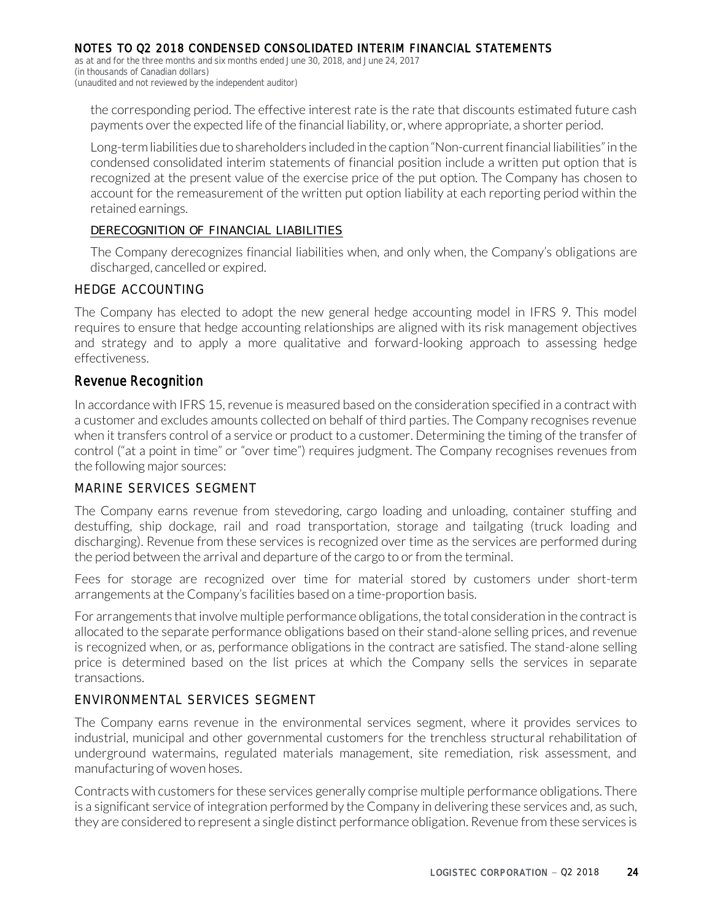the corresponding period. The effective interest rate is the rate that discounts estimated future cash payments over the expected life of the financial liability, or, where appropriate, a shorter period.

Long-term liabilities due to shareholders included in the caption "Non-current financial liabilities" in the condensed consolidated interim statements of financial position include a written put option that is recognized at the present value of the exercise price of the put option. The Company has chosen to account for the remeasurement of the written put option liability at each reporting period within the retained earnings.

#### DERECOGNITION OF FINANCIAL LIABILITIES

The Company derecognizes financial liabilities when, and only when, the Company's obligations are discharged, cancelled or expired.

### HEDGE ACCOUNTING

The Company has elected to adopt the new general hedge accounting model in IFRS 9. This model requires to ensure that hedge accounting relationships are aligned with its risk management objectives and strategy and to apply a more qualitative and forward-looking approach to assessing hedge effectiveness.

## Revenue Recognition

In accordance with IFRS 15, revenue is measured based on the consideration specified in a contract with a customer and excludes amounts collected on behalf of third parties. The Company recognises revenue when it transfers control of a service or product to a customer. Determining the timing of the transfer of control ("at a point in time" or "over time") requires judgment. The Company recognises revenues from the following major sources:

### MARINE SERVICES SEGMENT

The Company earns revenue from stevedoring, cargo loading and unloading, container stuffing and destuffing, ship dockage, rail and road transportation, storage and tailgating (truck loading and discharging). Revenue from these services is recognized over time as the services are performed during the period between the arrival and departure of the cargo to or from the terminal.

Fees for storage are recognized over time for material stored by customers under short-term arrangements at the Company's facilities based on a time-proportion basis.

For arrangements that involve multiple performance obligations, the total consideration in the contract is allocated to the separate performance obligations based on their stand-alone selling prices, and revenue is recognized when, or as, performance obligations in the contract are satisfied. The stand-alone selling price is determined based on the list prices at which the Company sells the services in separate transactions.

### ENVIRONMENTAL SERVICES SEGMENT

The Company earns revenue in the environmental services segment, where it provides services to industrial, municipal and other governmental customers for the trenchless structural rehabilitation of underground watermains, regulated materials management, site remediation, risk assessment, and manufacturing of woven hoses.

Contracts with customers for these services generally comprise multiple performance obligations. There is a significant service of integration performed by the Company in delivering these services and, as such, they are considered to represent a single distinct performance obligation. Revenue from these services is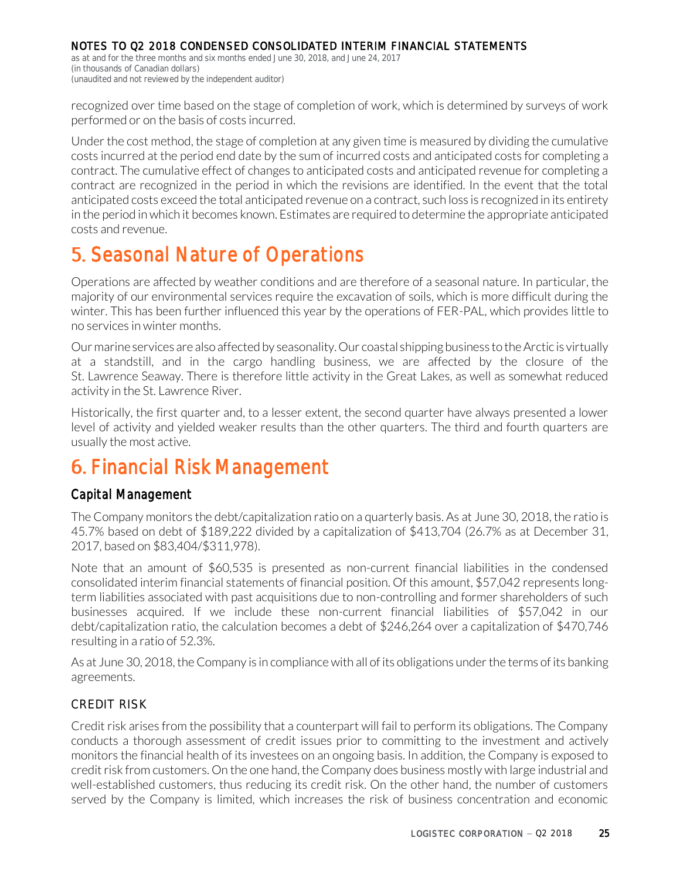recognized over time based on the stage of completion of work, which is determined by surveys of work performed or on the basis of costs incurred.

Under the cost method, the stage of completion at any given time is measured by dividing the cumulative costs incurred at the period end date by the sum of incurred costs and anticipated costs for completing a contract. The cumulative effect of changes to anticipated costs and anticipated revenue for completing a contract are recognized in the period in which the revisions are identified. In the event that the total anticipated costs exceed the total anticipated revenue on a contract, such loss is recognized in its entirety in the period in which it becomes known. Estimates are required to determine the appropriate anticipated costs and revenue.

# 5. Seasonal Nature of Operations

Operations are affected by weather conditions and are therefore of a seasonal nature. In particular, the majority of our environmental services require the excavation of soils, which is more difficult during the winter. This has been further influenced this year by the operations of FER-PAL, which provides little to no services in winter months.

Our marine services are also affected by seasonality. Our coastal shipping business to the Arctic is virtually at a standstill, and in the cargo handling business, we are affected by the closure of the St. Lawrence Seaway. There is therefore little activity in the Great Lakes, as well as somewhat reduced activity in the St. Lawrence River.

Historically, the first quarter and, to a lesser extent, the second quarter have always presented a lower level of activity and yielded weaker results than the other quarters. The third and fourth quarters are usually the most active.

# 6. Financial Risk Management

## Capital Management

The Company monitors the debt/capitalization ratio on a quarterly basis. As at June 30, 2018, the ratio is 45.7% based on debt of $189,222 divided by a capitalization of $413,704 (26.7% as at December 31, 2017, based on $83,404/$311,978).

Note that an amount of $60,535 is presented as non-current financial liabilities in the condensed consolidated interim financial statements of financial position. Of this amount, $57,042 represents long-term liabilities associated with past acquisitions due to non-controlling and former shareholders of such businesses acquired. If we include these non-current financial liabilities of $57,042 in our debt/capitalization ratio, the calculation becomes a debt of $246,264 over a capitalization of $470,746 resulting in a ratio of 52.3%.

As at June 30, 2018, the Company is in compliance with all of its obligations under the terms of its banking agreements.

### CREDIT RISK

Credit risk arises from the possibility that a counterpart will fail to perform its obligations. The Company conducts a thorough assessment of credit issues prior to committing to the investment and actively monitors the financial health of its investees on an ongoing basis. In addition, the Company is exposed to credit risk from customers. On the one hand, the Company does business mostly with large industrial and well-established customers, thus reducing its credit risk. On the other hand, the number of customers served by the Company is limited, which increases the risk of business concentration and economic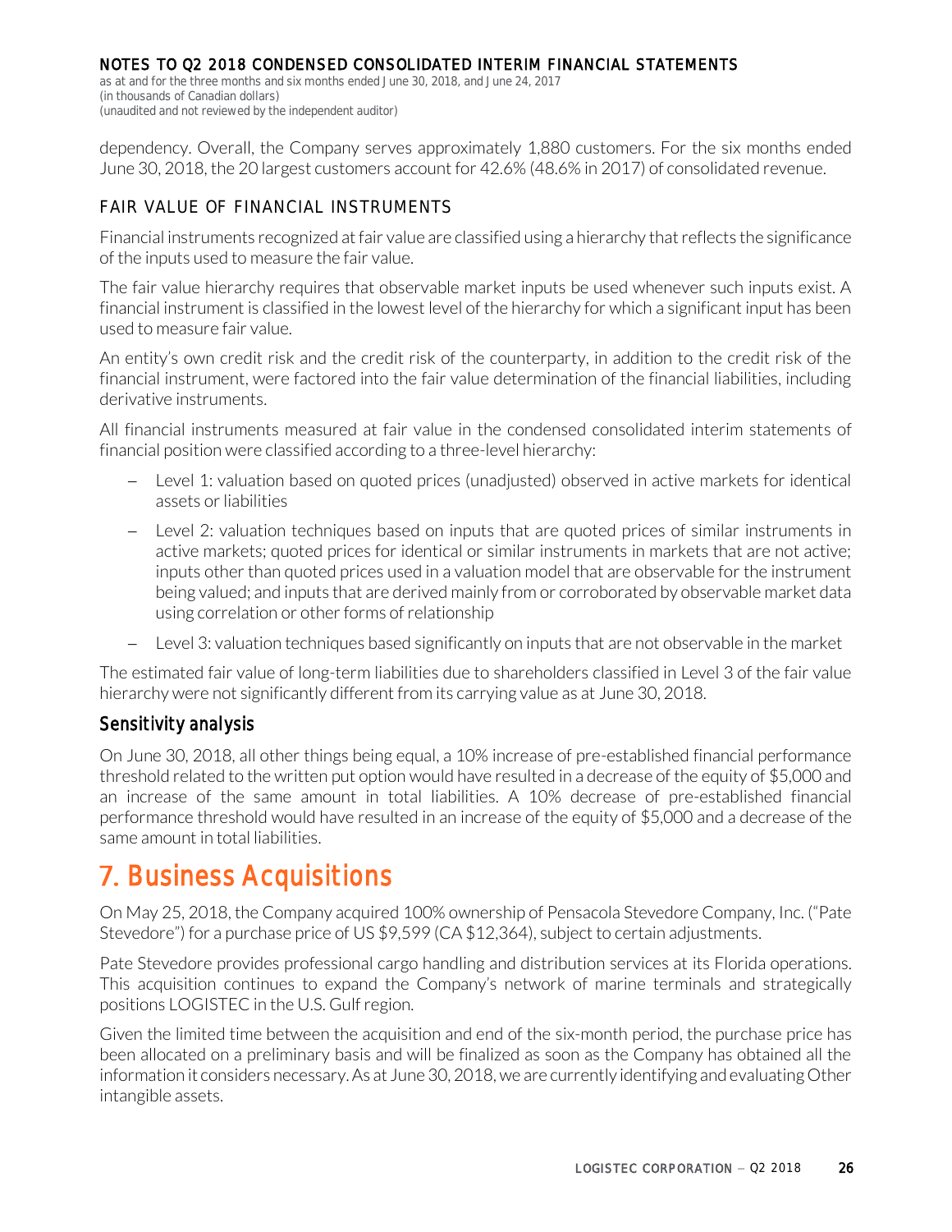dependency. Overall, the Company serves approximately 1,880 customers. For the six months ended June 30, 2018, the 20 largest customers account for 42.6% (48.6% in 2017) of consolidated revenue.

### FAIR VALUE OF FINANCIAL INSTRUMENTS

Financial instruments recognized at fair value are classified using a hierarchy that reflects the significance of the inputs used to measure the fair value.

The fair value hierarchy requires that observable market inputs be used whenever such inputs exist. A financial instrument is classified in the lowest level of the hierarchy for which a significant input has been used to measure fair value.

An entity's own credit risk and the credit risk of the counterparty, in addition to the credit risk of the financial instrument, were factored into the fair value determination of the financial liabilities, including derivative instruments.

All financial instruments measured at fair value in the condensed consolidated interim statements of financial position were classified according to a three-level hierarchy:

- Level 1: valuation based on quoted prices (unadjusted) observed in active markets for identical assets or liabilities
- Level 2: valuation techniques based on inputs that are quoted prices of similar instruments in active markets; quoted prices for identical or similar instruments in markets that are not active; inputs other than quoted prices used in a valuation model that are observable for the instrument being valued; and inputs that are derived mainly from or corroborated by observable market data using correlation or other forms of relationship
- Level 3: valuation techniques based significantly on inputs that are not observable in the market

The estimated fair value of long-term liabilities due to shareholders classified in Level 3 of the fair value hierarchy were not significantly different from its carrying value as at June 30, 2018.

### Sensitivity analysis

On June 30, 2018, all other things being equal, a 10% increase of pre-established financial performance threshold related to the written put option would have resulted in a decrease of the equity of $5,000 and an increase of the same amount in total liabilities. A 10% decrease of pre-established financial performance threshold would have resulted in an increase of the equity of $5,000 and a decrease of the same amount in total liabilities.

## 7. Business Acquisitions

On May 25, 2018, the Company acquired 100% ownership of Pensacola Stevedore Company, Inc. ("Pate Stevedore") for a purchase price of US $9,599 (CA $12,364), subject to certain adjustments.

Pate Stevedore provides professional cargo handling and distribution services at its Florida operations. This acquisition continues to expand the Company's network of marine terminals and strategically positions LOGISTEC in the U.S. Gulf region.

Given the limited time between the acquisition and end of the six-month period, the purchase price has been allocated on a preliminary basis and will be finalized as soon as the Company has obtained all the information it considers necessary. As at June 30, 2018, we are currently identifying and evaluating Other intangible assets.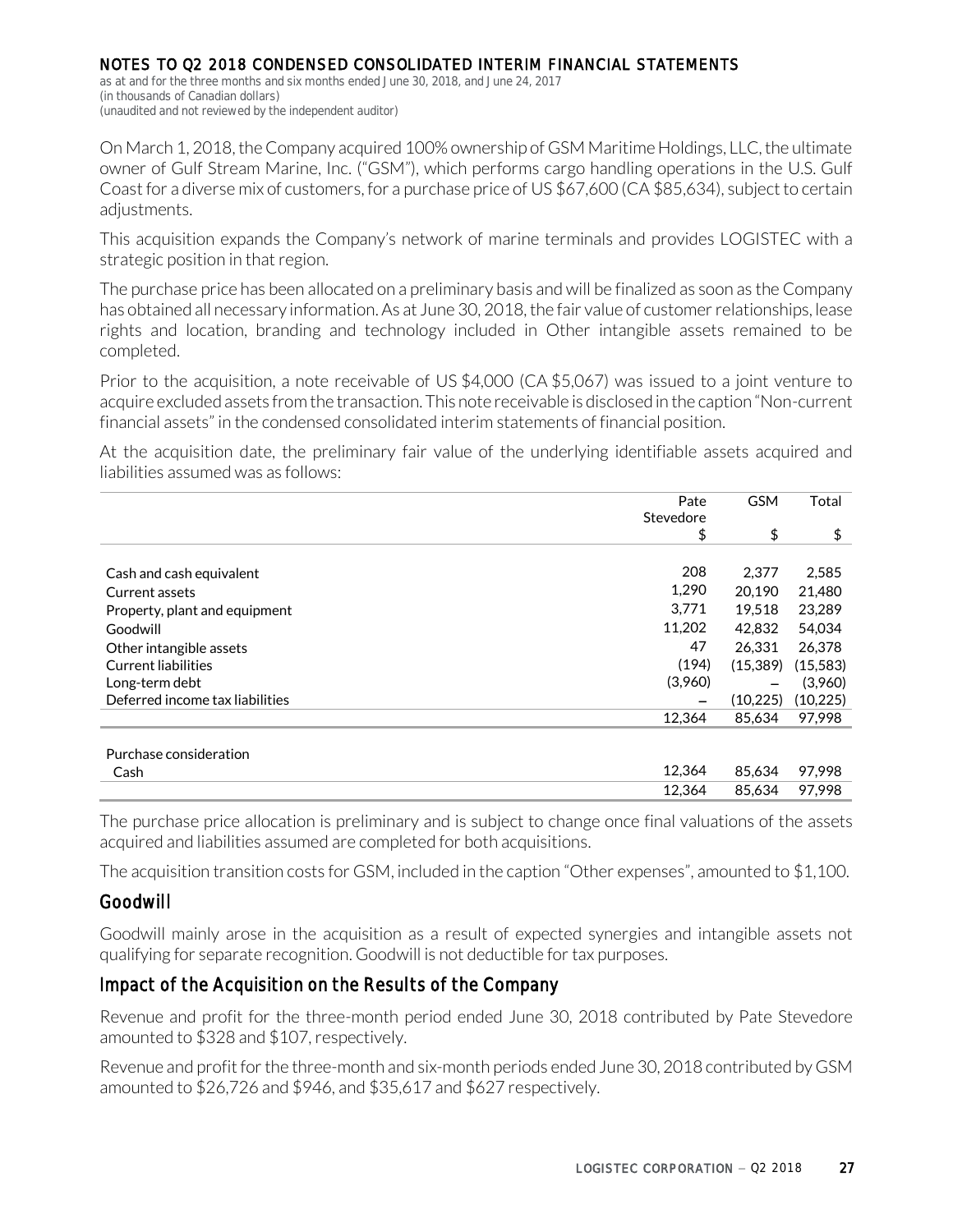On March 1, 2018, the Company acquired 100% ownership of GSM Maritime Holdings, LLC, the ultimate owner of Gulf Stream Marine, Inc. ("GSM"), which performs cargo handling operations in the U.S. Gulf Coast for a diverse mix of customers, for a purchase price of US $67,600 (CA $85,634), subject to certain adjustments.

This acquisition expands the Company's network of marine terminals and provides LOGISTEC with a strategic position in that region.

The purchase price has been allocated on a preliminary basis and will be finalized as soon as the Company has obtained all necessary information. As at June 30, 2018, the fair value of customer relationships, lease rights and location, branding and technology included in Other intangible assets remained to be completed.

Prior to the acquisition, a note receivable of US $4,000 (CA $5,067) was issued to a joint venture to acquire excluded assets from the transaction. This note receivable is disclosed in the caption "Non-current financial assets" in the condensed consolidated interim statements of financial position.

At the acquisition date, the preliminary fair value of the underlying identifiable assets acquired and liabilities assumed was as follows:

| | Pate Stevedore | GSM | Total |
|---|---|---|---|
| | $ | $ | $ |
| Cash and cash equivalent | 208 | 2,377 | 2,585 |
| Current assets | 1,290 | 20,190 | 21,480 |
| Property, plant and equipment | 3,771 | 19,518 | 23,289 |
| Goodwill | 11,202 | 42,832 | 54,034 |
| Other intangible assets | 47 | 26,331 | 26,378 |
| Current liabilities | (194) | (15,389) | (15,583) |
| Long-term debt | (3,960) | – | (3,960) |
| Deferred income tax liabilities | – | (10,225) | (10,225) |
| | 12,364 | 85,634 | 97,998 |
| Purchase consideration | | | |
| Cash | 12,364 | 85,634 | 97,998 |
| | 12,364 | 85,634 | 97,998 |

The purchase price allocation is preliminary and is subject to change once final valuations of the assets acquired and liabilities assumed are completed for both acquisitions.

The acquisition transition costs for GSM, included in the caption "Other expenses", amounted to $1,100.

## Goodwill

Goodwill mainly arose in the acquisition as a result of expected synergies and intangible assets not qualifying for separate recognition. Goodwill is not deductible for tax purposes.

## Impact of the Acquisition on the Results of the Company

Revenue and profit for the three-month period ended June 30, 2018 contributed by Pate Stevedore amounted to $328 and $107, respectively.

Revenue and profit for the three-month and six-month periods ended June 30, 2018 contributed by GSM amounted to $26,726 and $946, and $35,617 and $627 respectively.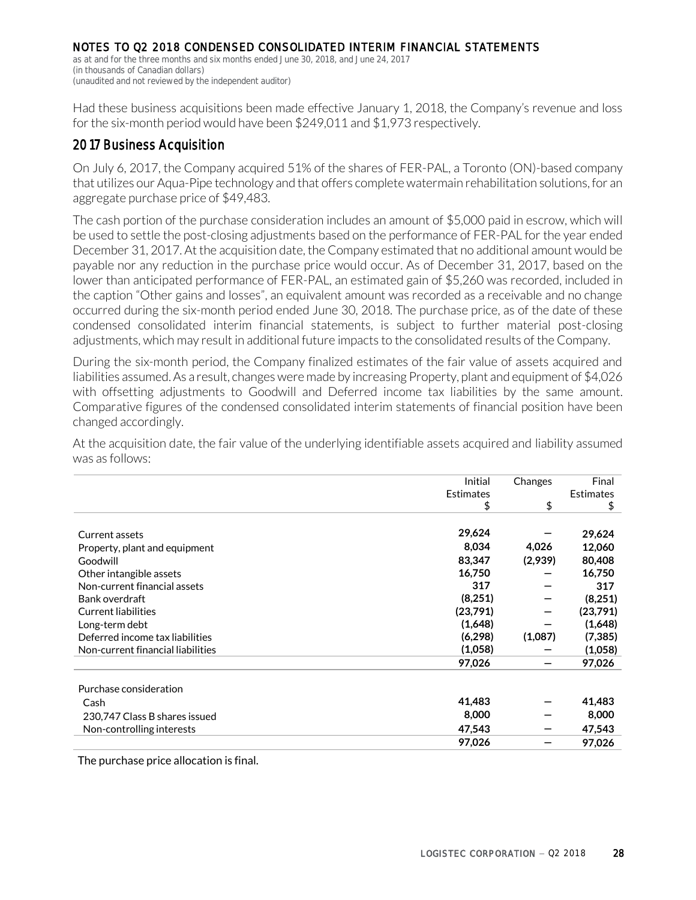Had these business acquisitions been made effective January 1, 2018, the Company's revenue and loss for the six-month period would have been $249,011 and $1,973 respectively.

## 2017 Business Acquisition

On July 6, 2017, the Company acquired 51% of the shares of FER-PAL, a Toronto (ON)-based company that utilizes our Aqua-Pipe technology and that offers complete watermain rehabilitation solutions, for an aggregate purchase price of $49,483.

The cash portion of the purchase consideration includes an amount of $5,000 paid in escrow, which will be used to settle the post-closing adjustments based on the performance of FER-PAL for the year ended December 31, 2017. At the acquisition date, the Company estimated that no additional amount would be payable nor any reduction in the purchase price would occur. As of December 31, 2017, based on the lower than anticipated performance of FER-PAL, an estimated gain of $5,260 was recorded, included in the caption "Other gains and losses", an equivalent amount was recorded as a receivable and no change occurred during the six-month period ended June 30, 2018. The purchase price, as of the date of these condensed consolidated interim financial statements, is subject to further material post-closing adjustments, which may result in additional future impacts to the consolidated results of the Company.

During the six-month period, the Company finalized estimates of the fair value of assets acquired and liabilities assumed. As a result, changes were made by increasing Property, plant and equipment of $4,026 with offsetting adjustments to Goodwill and Deferred income tax liabilities by the same amount. Comparative figures of the condensed consolidated interim statements of financial position have been changed accordingly.

At the acquisition date, the fair value of the underlying identifiable assets acquired and liability assumed was as follows:

| | Initial Estimates $ | Changes $ | Final Estimates $ |
|---|---|---|---|
| Current assets | 29,624 | — | 29,624 |
| Property, plant and equipment | 8,034 | 4,026 | 12,060 |
| Goodwill | 83,347 | (2,939) | 80,408 |
| Other intangible assets | 16,750 | — | 16,750 |
| Non-current financial assets | 317 | — | 317 |
| Bank overdraft | (8,251) | — | (8,251) |
| Current liabilities | (23,791) | — | (23,791) |
| Long-term debt | (1,648) | — | (1,648) |
| Deferred income tax liabilities | (6,298) | (1,087) | (7,385) |
| Non-current financial liabilities | (1,058) | — | (1,058) |
| | 97,026 | — | 97,026 |
| Purchase consideration | | | |
| Cash | 41,483 | — | 41,483 |
| 230,747 Class B shares issued | 8,000 | — | 8,000 |
| Non-controlling interests | 47,543 | — | 47,543 |
| | 97,026 | — | 97,026 |

The purchase price allocation is final.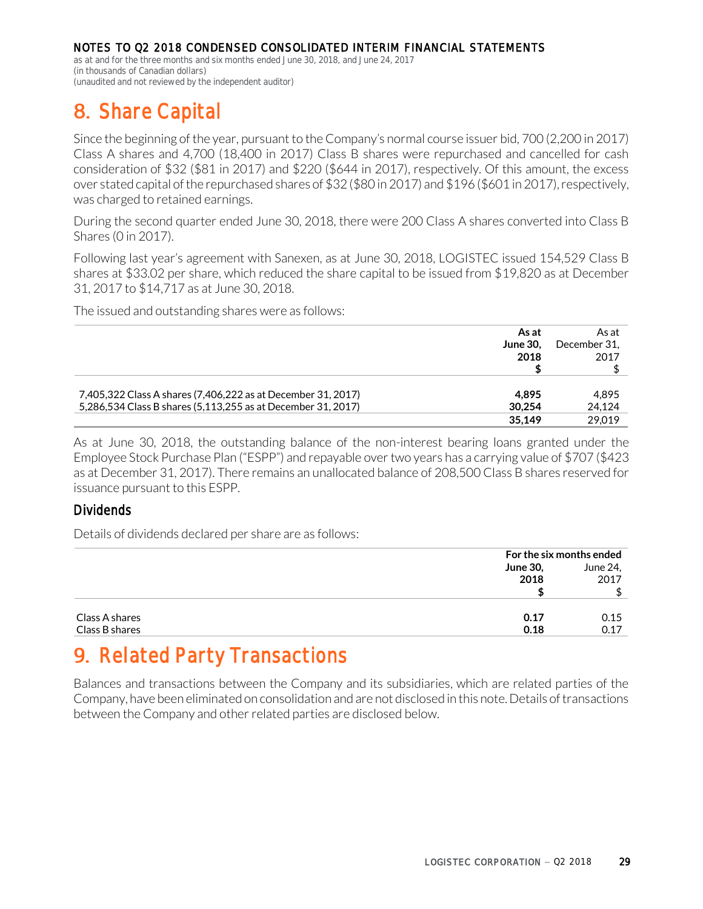## 8. Share Capital

Since the beginning of the year, pursuant to the Company's normal course issuer bid, 700 (2,200 in 2017) Class A shares and 4,700 (18,400 in 2017) Class B shares were repurchased and cancelled for cash consideration of $32 ($81 in 2017) and $220 ($644 in 2017), respectively. Of this amount, the excess over stated capital of the repurchased shares of $32 ($80 in 2017) and $196 ($601 in 2017), respectively, was charged to retained earnings.

During the second quarter ended June 30, 2018, there were 200 Class A shares converted into Class B Shares (0 in 2017).

Following last year's agreement with Sanexen, as at June 30, 2018, LOGISTEC issued 154,529 Class B shares at $33.02 per share, which reduced the share capital to be issued from $19,820 as at December 31, 2017 to $14,717 as at June 30, 2018.

The issued and outstanding shares were as follows:

| | **As at June 30, 2018 $** | As at December 31, 2017 $ |
|---|---|---|
| 7,405,322 Class A shares (7,406,222 as at December 31, 2017) | **4,895** | 4,895 |
| 5,286,534 Class B shares (5,113,255 as at December 31, 2017) | **30,254** | 24,124 |
| | **35,149** | 29,019 |

As at June 30, 2018, the outstanding balance of the non-interest bearing loans granted under the Employee Stock Purchase Plan ("ESPP") and repayable over two years has a carrying value of $707 ($423 as at December 31, 2017). There remains an unallocated balance of 208,500 Class B shares reserved for issuance pursuant to this ESPP.

### Dividends

Details of dividends declared per share are as follows:

| | **For the six months ended** | |
|---|---|---|
| | **June 30, 2018 $** | June 24, 2017 $ |
| Class A shares | **0.17** | 0.15 |
| Class B shares | **0.18** | 0.17 |

## 9. Related Party Transactions

Balances and transactions between the Company and its subsidiaries, which are related parties of the Company, have been eliminated on consolidation and are not disclosed in this note. Details of transactions between the Company and other related parties are disclosed below.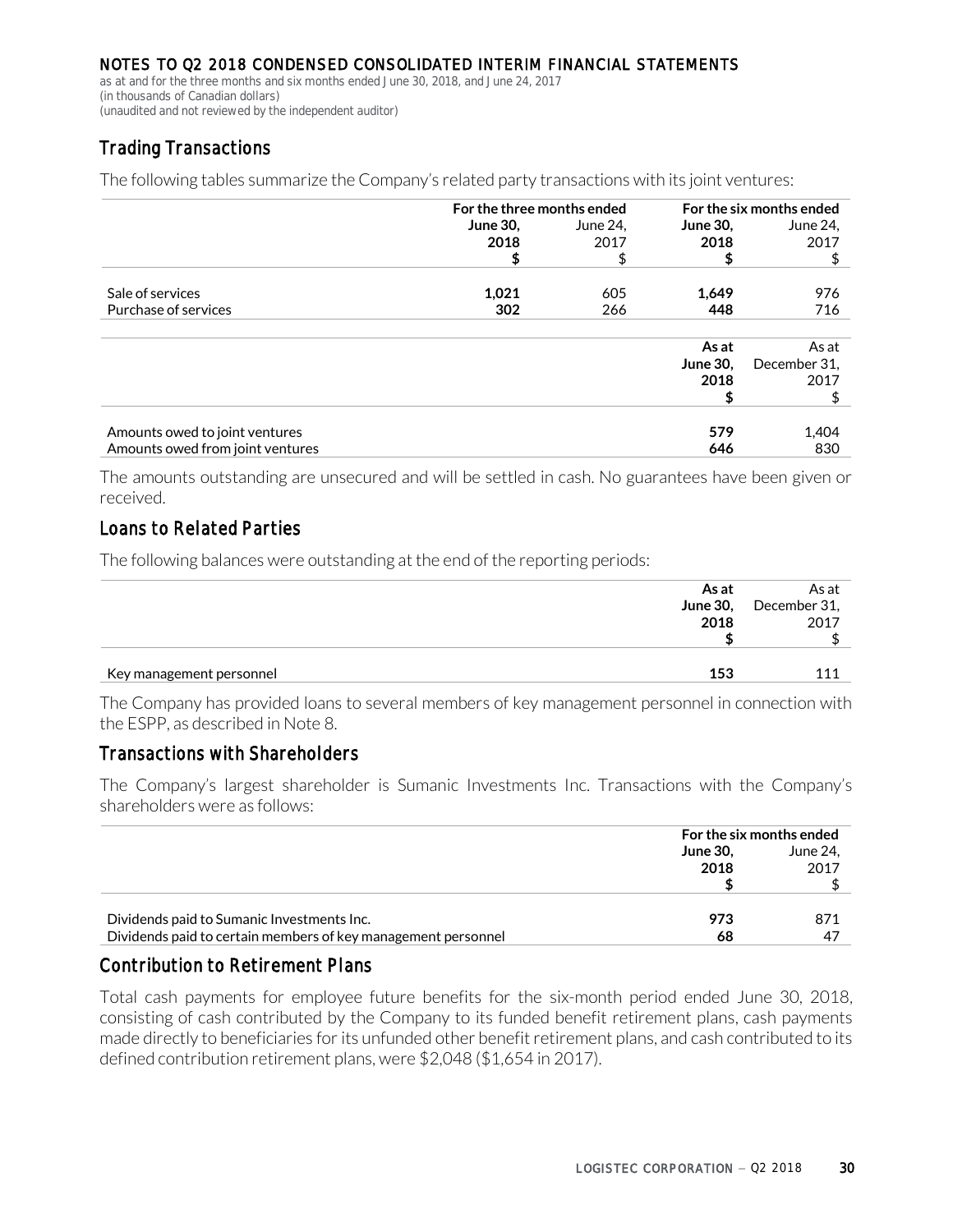NOTES TO Q2 2018 CONDENSED CONSOLIDATED INTERIM FINANCIAL STATEMENTS

as at and for the three months and six months ended June 30, 2018, and June 24, 2017
(in thousands of Canadian dollars)
(unaudited and not reviewed by the independent auditor)

## Trading Transactions

The following tables summarize the Company's related party transactions with its joint ventures:

| | For the three months ended | | For the six months ended | |
|---|---|---|---|---|
| | **June 30, 2018 $** | June 24, 2017 $ | **June 30, 2018 $** | June 24, 2017 $ |
| Sale of services | **1,021** | 605 | **1,649** | 976 |
| Purchase of services | **302** | 266 | **448** | 716 |

| | **As at June 30, 2018 $** | As at December 31, 2017 $ |
|---|---|---|
| Amounts owed to joint ventures | **579** | 1,404 |
| Amounts owed from joint ventures | **646** | 830 |

The amounts outstanding are unsecured and will be settled in cash. No guarantees have been given or received.

## Loans to Related Parties

The following balances were outstanding at the end of the reporting periods:

| | **As at June 30, 2018 $** | As at December 31, 2017 $ |
|---|---|---|
| Key management personnel | **153** | 111 |

The Company has provided loans to several members of key management personnel in connection with the ESPP, as described in Note 8.

## Transactions with Shareholders

The Company's largest shareholder is Sumanic Investments Inc. Transactions with the Company's shareholders were as follows:

| | For the six months ended | |
|---|---|---|
| | **June 30, 2018 $** | June 24, 2017 $ |
| Dividends paid to Sumanic Investments Inc. | **973** | 871 |
| Dividends paid to certain members of key management personnel | **68** | 47 |

## Contribution to Retirement Plans

Total cash payments for employee future benefits for the six-month period ended June 30, 2018, consisting of cash contributed by the Company to its funded benefit retirement plans, cash payments made directly to beneficiaries for its unfunded other benefit retirement plans, and cash contributed to its defined contribution retirement plans, were $2,048 ($1,654 in 2017).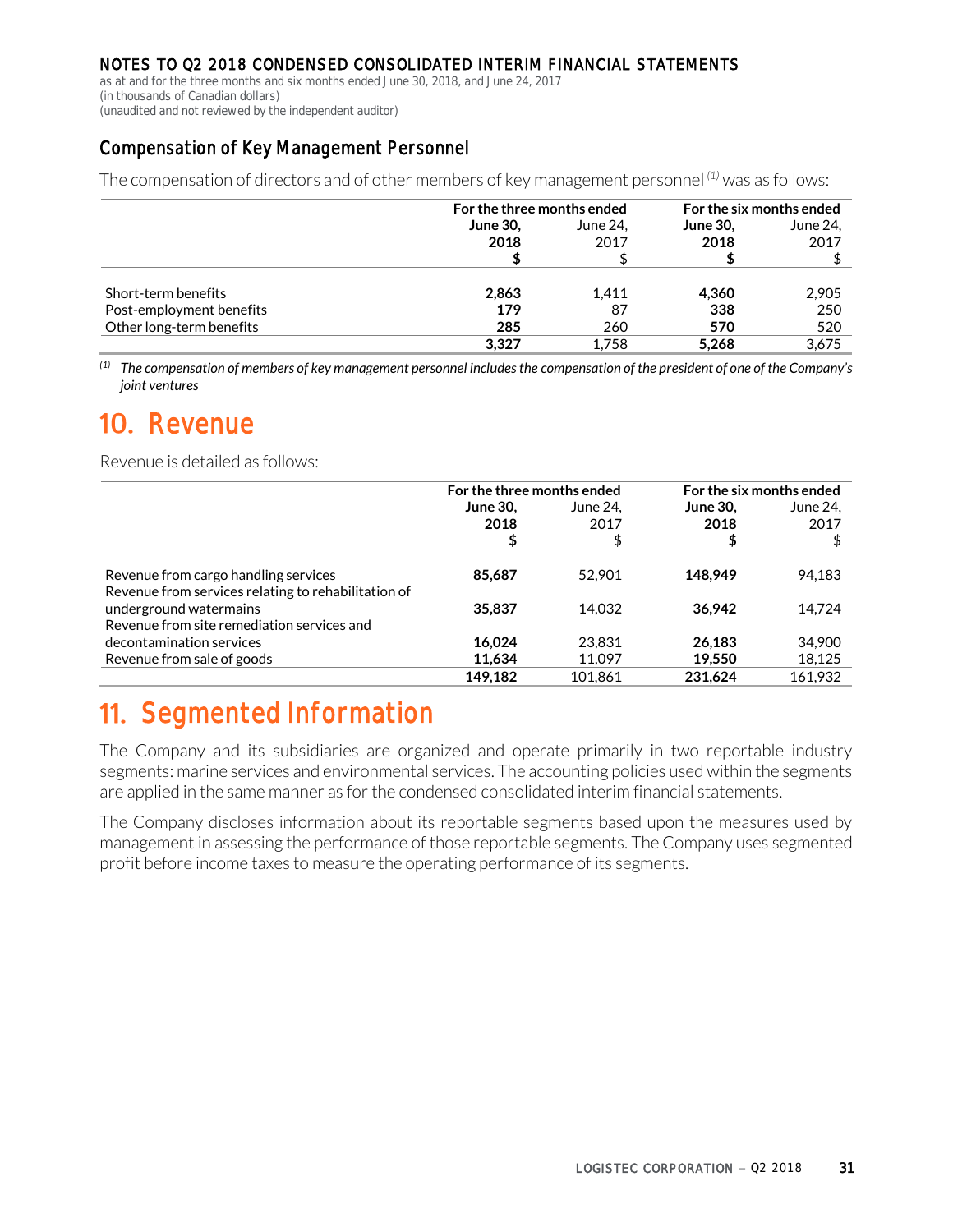NOTES TO Q2 2018 CONDENSED CONSOLIDATED INTERIM FINANCIAL STATEMENTS
as at and for the three months and six months ended June 30, 2018, and June 24, 2017
(in thousands of Canadian dollars)
(unaudited and not reviewed by the independent auditor)

### Compensation of Key Management Personnel

The compensation of directors and of other members of key management personnel [(1)] was as follows:

| | For the three months ended | | For the six months ended | |
|---|---|---|---|---|
| | **June 30, 2018 $** | June 24, 2017 $ | **June 30, 2018 $** | June 24, 2017 $ |
| Short-term benefits | **2,863** | 1,411 | **4,360** | 2,905 |
| Post-employment benefits | **179** | 87 | **338** | 250 |
| Other long-term benefits | **285** | 260 | **570** | 520 |
| | **3,327** | 1,758 | **5,268** | 3,675 |

[(1)] *The compensation of members of key management personnel includes the compensation of the president of one of the Company's joint ventures*

# 10. Revenue

Revenue is detailed as follows:

| | For the three months ended | | For the six months ended | |
|---|---|---|---|---|
| | **June 30, 2018 $** | June 24, 2017 $ | **June 30, 2018 $** | June 24, 2017 $ |
| Revenue from cargo handling services | **85,687** | 52,901 | **148,949** | 94,183 |
| Revenue from services relating to rehabilitation of underground watermains | **35,837** | 14,032 | **36,942** | 14,724 |
| Revenue from site remediation services and decontamination services | **16,024** | 23,831 | **26,183** | 34,900 |
| Revenue from sale of goods | **11,634** | 11,097 | **19,550** | 18,125 |
| | **149,182** | 101,861 | **231,624** | 161,932 |

# 11. Segmented Information

The Company and its subsidiaries are organized and operate primarily in two reportable industry segments: marine services and environmental services. The accounting policies used within the segments are applied in the same manner as for the condensed consolidated interim financial statements.

The Company discloses information about its reportable segments based upon the measures used by management in assessing the performance of those reportable segments. The Company uses segmented profit before income taxes to measure the operating performance of its segments.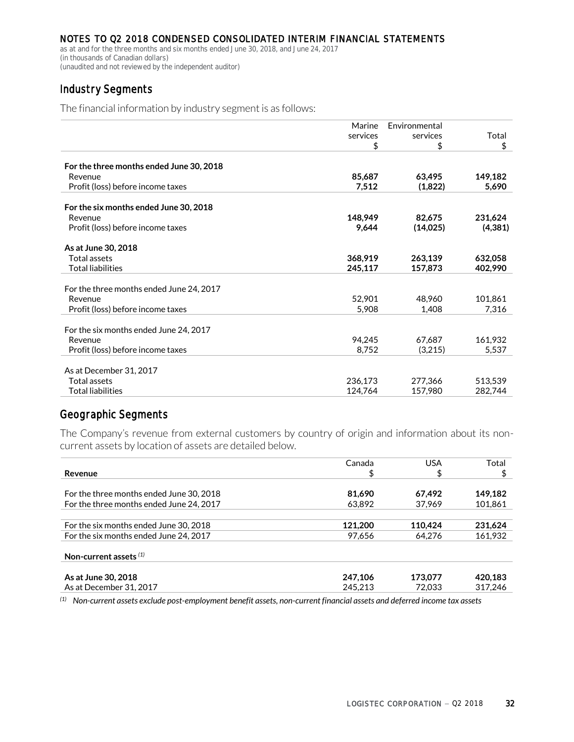NOTES TO Q2 2018 CONDENSED CONSOLIDATED INTERIM FINANCIAL STATEMENTS
as at and for the three months and six months ended June 30, 2018, and June 24, 2017
(in thousands of Canadian dollars)
(unaudited and not reviewed by the independent auditor)

## Industry Segments

The financial information by industry segment is as follows:

| | Marine services<br>$ | Environmental services<br>$ | Total<br>$ |
|---|---|---|---|
| **For the three months ended June 30, 2018** | | | |
| Revenue | **85,687** | **63,495** | **149,182** |
| Profit (loss) before income taxes | **7,512** | **(1,822)** | **5,690** |
| **For the six months ended June 30, 2018** | | | |
| Revenue | **148,949** | **82,675** | **231,624** |
| Profit (loss) before income taxes | **9,644** | **(14,025)** | **(4,381)** |
| **As at June 30, 2018** | | | |
| Total assets | **368,919** | **263,139** | **632,058** |
| Total liabilities | **245,117** | **157,873** | **402,990** |
| For the three months ended June 24, 2017 | | | |
| Revenue | 52,901 | 48,960 | 101,861 |
| Profit (loss) before income taxes | 5,908 | 1,408 | 7,316 |
| For the six months ended June 24, 2017 | | | |
| Revenue | 94,245 | 67,687 | 161,932 |
| Profit (loss) before income taxes | 8,752 | (3,215) | 5,537 |
| As at December 31, 2017 | | | |
| Total assets | 236,173 | 277,366 | 513,539 |
| Total liabilities | 124,764 | 157,980 | 282,744 |

## Geographic Segments

The Company's revenue from external customers by country of origin and information about its non-current assets by location of assets are detailed below.

| **Revenue** | Canada<br>$ | USA<br>$ | Total<br>$ |
|---|---|---|---|
| For the three months ended June 30, 2018 | **81,690** | **67,492** | **149,182** |
| For the three months ended June 24, 2017 | 63,892 | 37,969 | 101,861 |
| For the six months ended June 30, 2018 | **121,200** | **110,424** | **231,624** |
| For the six months ended June 24, 2017 | 97,656 | 64,276 | 161,932 |
| **Non-current assets** [(1)] | | | |
| **As at June 30, 2018** | **247,106** | **173,077** | **420,183** |
| As at December 31, 2017 | 245,213 | 72,033 | 317,246 |

[(1)] *Non-current assets exclude post-employment benefit assets, non-current financial assets and deferred income tax assets*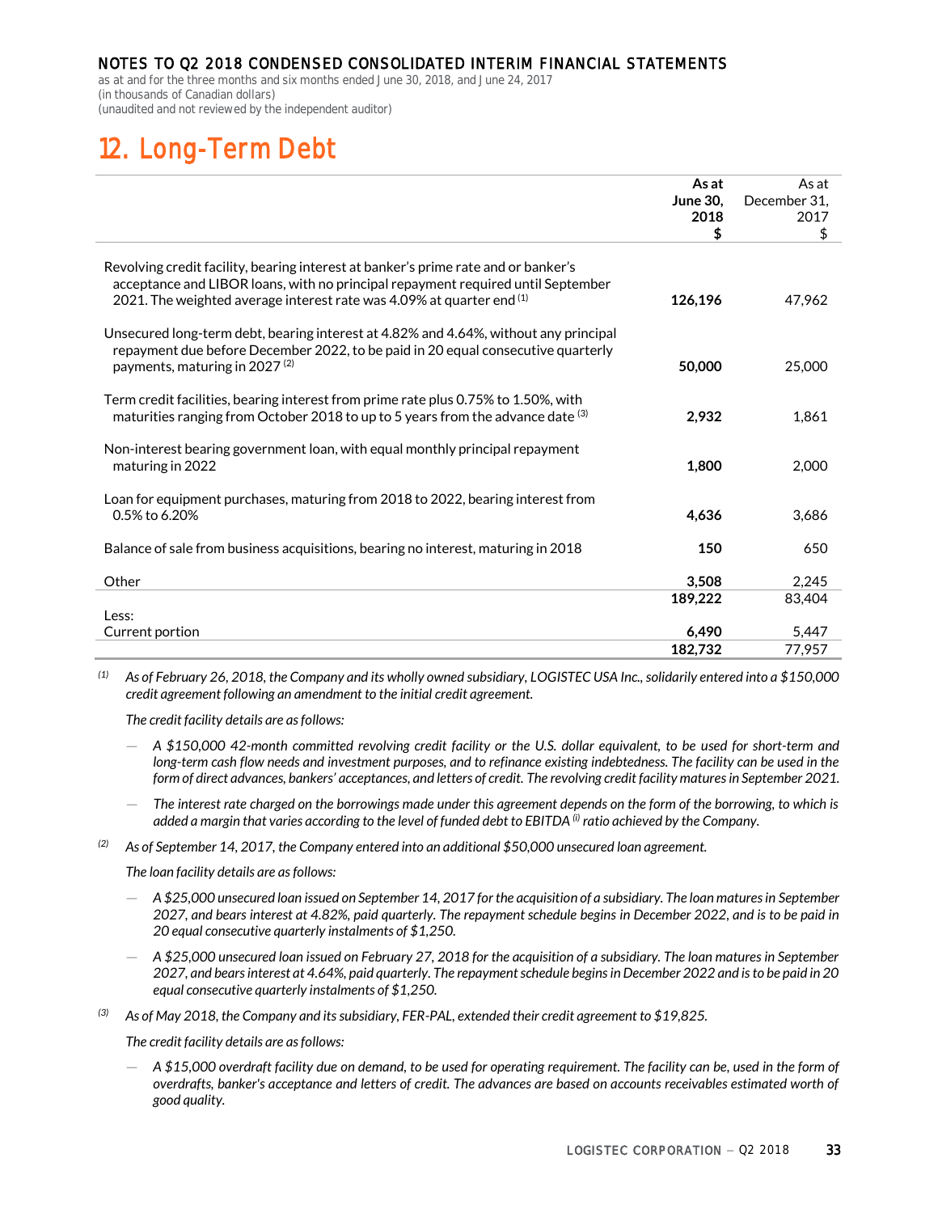NOTES TO Q2 2018 CONDENSED CONSOLIDATED INTERIM FINANCIAL STATEMENTS

as at and for the three months and six months ended June 30, 2018, and June 24, 2017
(in thousands of Canadian dollars)
(unaudited and not reviewed by the independent auditor)

# 12. Long-Term Debt

| | As at June 30, 2018 $ | As at December 31, 2017 $ |
|---|---|---|
| Revolving credit facility, bearing interest at banker's prime rate and or banker's acceptance and LIBOR loans, with no principal repayment required until September 2021. The weighted average interest rate was 4.09% at quarter end [(1)] | **126,196** | 47,962 |
| Unsecured long-term debt, bearing interest at 4.82% and 4.64%, without any principal repayment due before December 2022, to be paid in 20 equal consecutive quarterly payments, maturing in 2027 [(2)] | **50,000** | 25,000 |
| Term credit facilities, bearing interest from prime rate plus 0.75% to 1.50%, with maturities ranging from October 2018 to up to 5 years from the advance date [(3)] | **2,932** | 1,861 |
| Non-interest bearing government loan, with equal monthly principal repayment maturing in 2022 | **1,800** | 2,000 |
| Loan for equipment purchases, maturing from 2018 to 2022, bearing interest from 0.5% to 6.20% | **4,636** | 3,686 |
| Balance of sale from business acquisitions, bearing no interest, maturing in 2018 | **150** | 650 |
| Other | **3,508** | 2,245 |
| | **189,222** | 83,404 |
| Less: | | |
| Current portion | **6,490** | 5,447 |
| | **182,732** | 77,957 |

*(1) As of February 26, 2018, the Company and its wholly owned subsidiary, LOGISTEC USA Inc., solidarily entered into a $150,000 credit agreement following an amendment to the initial credit agreement.*

*The credit facility details are as follows:*

- *A $150,000 42-month committed revolving credit facility or the U.S. dollar equivalent, to be used for short-term and long-term cash flow needs and investment purposes, and to refinance existing indebtedness. The facility can be used in the form of direct advances, bankers' acceptances, and letters of credit. The revolving credit facility matures in September 2021.*
- *The interest rate charged on the borrowings made under this agreement depends on the form of the borrowing, to which is added a margin that varies according to the level of funded debt to EBITDA [(i)] ratio achieved by the Company.*

*(2) As of September 14, 2017, the Company entered into an additional $50,000 unsecured loan agreement.*

*The loan facility details are as follows:*

- *A $25,000 unsecured loan issued on September 14, 2017 for the acquisition of a subsidiary. The loan matures in September 2027, and bears interest at 4.82%, paid quarterly. The repayment schedule begins in December 2022, and is to be paid in 20 equal consecutive quarterly instalments of $1,250.*
- *A $25,000 unsecured loan issued on February 27, 2018 for the acquisition of a subsidiary. The loan matures in September 2027, and bears interest at 4.64%, paid quarterly. The repayment schedule begins in December 2022 and is to be paid in 20 equal consecutive quarterly instalments of $1,250.*

*(3) As of May 2018, the Company and its subsidiary, FER-PAL, extended their credit agreement to $19,825.*

*The credit facility details are as follows:*

- *A $15,000 overdraft facility due on demand, to be used for operating requirement. The facility can be, used in the form of overdrafts, banker's acceptance and letters of credit. The advances are based on accounts receivables estimated worth of good quality.*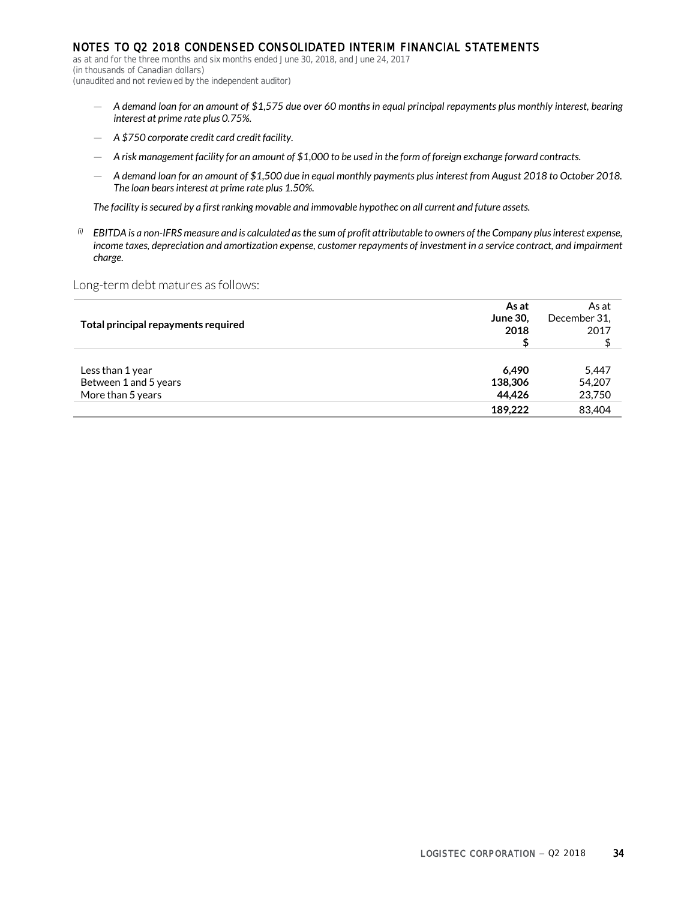- *A demand loan for an amount of $1,575 due over 60 months in equal principal repayments plus monthly interest, bearing interest at prime rate plus 0.75%.*
- *A $750 corporate credit card credit facility.*
- *A risk management facility for an amount of $1,000 to be used in the form of foreign exchange forward contracts.*
- *A demand loan for an amount of $1,500 due in equal monthly payments plus interest from August 2018 to October 2018. The loan bears interest at prime rate plus 1.50%.*

*The facility is secured by a first ranking movable and immovable hypothec on all current and future assets.*

(i) *EBITDA is a non-IFRS measure and is calculated as the sum of profit attributable to owners of the Company plus interest expense, income taxes, depreciation and amortization expense, customer repayments of investment in a service contract, and impairment charge.*

## Long-term debt matures as follows:

| Total principal repayments required | As at June 30, 2018 $ | As at December 31, 2017 $ |
|---|---|---|
| Less than 1 year | **6,490** | 5,447 |
| Between 1 and 5 years | **138,306** | 54,207 |
| More than 5 years | **44,426** | 23,750 |
| | **189,222** | 83,404 |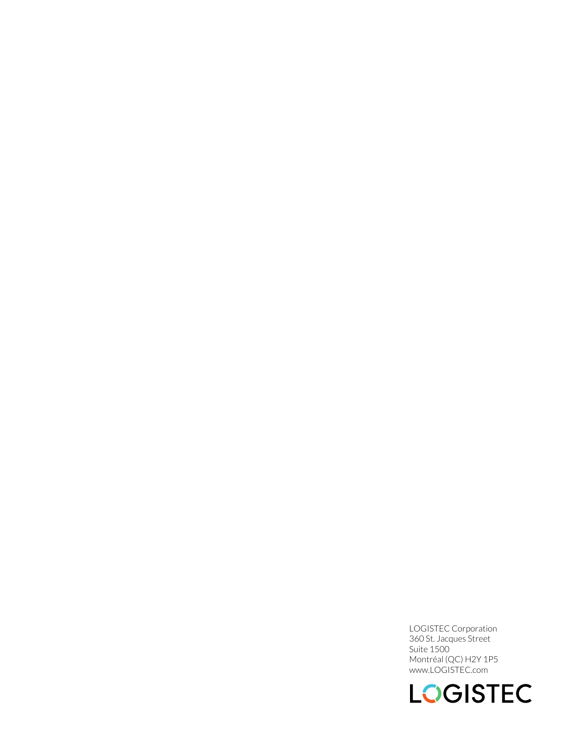LOGISTEC Corporation
360 St. Jacques Street
Suite 1500
Montréal (QC) H2Y 1P5
www.LOGISTEC.com

LOGISTEC